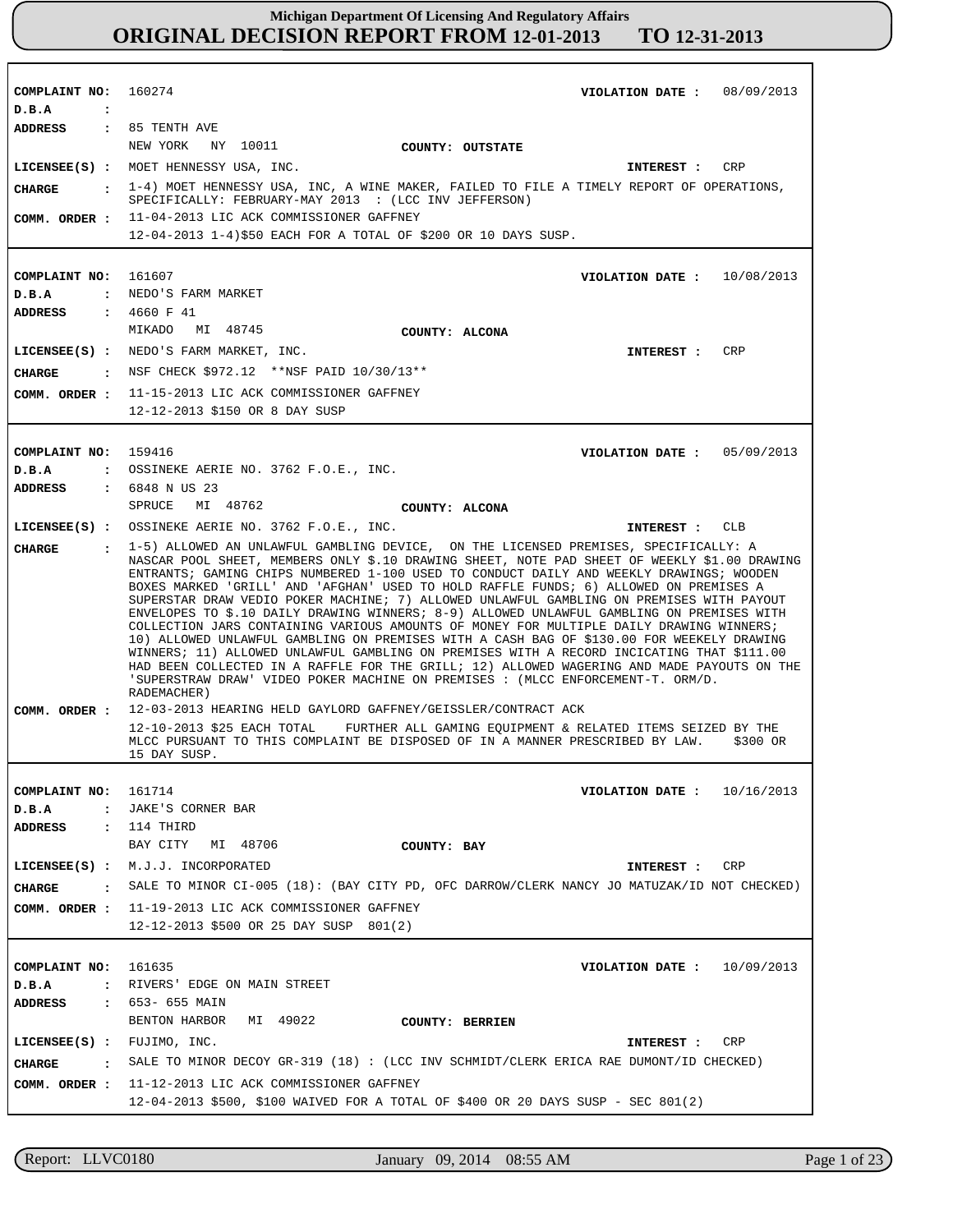# Michigan Department Of Licensing And Regulatory Affairs

## ORIGINAL DECISION REPORT FROM 12-01-2013 TO 12-31-2013

---

**COMPLAINT NO:** 160274 **VIOLATION DATE :** 08/09/2013
**D.B.A :**
**ADDRESS :** 85 TENTH AVE
NEW YORK NY 10011 **COUNTY: OUTSTATE**
**LICENSEE(S) :** MOET HENNESSY USA, INC. **INTEREST :** CRP
**CHARGE :** 1-4) MOET HENNESSY USA, INC, A WINE MAKER, FAILED TO FILE A TIMELY REPORT OF OPERATIONS, SPECIFICALLY: FEBRUARY-MAY 2013 : (LCC INV JEFFERSON)
**COMM. ORDER :** 11-04-2013 LIC ACK COMMISSIONER GAFFNEY
12-04-2013 1-4)$50 EACH FOR A TOTAL OF $200 OR 10 DAYS SUSP.

---

**COMPLAINT NO:** 161607 **VIOLATION DATE :** 10/08/2013
**D.B.A :** NEDO'S FARM MARKET
**ADDRESS :** 4660 F 41
MIKADO MI 48745 **COUNTY: ALCONA**
**LICENSEE(S) :** NEDO'S FARM MARKET, INC. **INTEREST :** CRP
**CHARGE :** NSF CHECK $972.12 **NSF PAID 10/30/13**
**COMM. ORDER :** 11-15-2013 LIC ACK COMMISSIONER GAFFNEY
12-12-2013 $150 OR 8 DAY SUSP

---

**COMPLAINT NO:** 159416 **VIOLATION DATE :** 05/09/2013
**D.B.A :** OSSINEKE AERIE NO. 3762 F.O.E., INC.
**ADDRESS :** 6848 N US 23
SPRUCE MI 48762 **COUNTY: ALCONA**
**LICENSEE(S) :** OSSINEKE AERIE NO. 3762 F.O.E., INC. **INTEREST :** CLB
**CHARGE :** 1-5) ALLOWED AN UNLAWFUL GAMBLING DEVICE, ON THE LICENSED PREMISES, SPECIFICALLY: A NASCAR POOL SHEET, MEMBERS ONLY $.10 DRAWING SHEET, NOTE PAD SHEET OF WEEKLY $1.00 DRAWING ENTRANTS; GAMING CHIPS NUMBERED 1-100 USED TO CONDUCT DAILY AND WEEKLY DRAWINGS; WOODEN BOXES MARKED 'GRILL' AND 'AFGHAN' USED TO HOLD RAFFLE FUNDS; 6) ALLOWED ON PREMISES A SUPERSTAR DRAW VEDIO POKER MACHINE; 7) ALLOWED UNLAWFUL GAMBLING ON PREMISES WITH PAYOUT ENVELOPES TO $.10 DAILY DRAWING WINNERS; 8-9) ALLOWED UNLAWFUL GAMBLING ON PREMISES WITH COLLECTION JARS CONTAINING VARIOUS AMOUNTS OF MONEY FOR MULTIPLE DAILY DRAWING WINNERS; 10) ALLOWED UNLAWFUL GAMBLING ON PREMISES WITH A CASH BAG OF $130.00 FOR WEEKELY DRAWING WINNERS; 11) ALLOWED UNLAWFUL GAMBLING ON PREMISES WITH A RECORD INCICATING THAT $111.00 HAD BEEN COLLECTED IN A RAFFLE FOR THE GRILL; 12) ALLOWED WAGERING AND MADE PAYOUTS ON THE 'SUPERSTRAW DRAW' VIDEO POKER MACHINE ON PREMISES : (MLCC ENFORCEMENT-T. ORM/D. RADEMACHER)
**COMM. ORDER :** 12-03-2013 HEARING HELD GAYLORD GAFFNEY/GEISSLER/CONTRACT ACK
12-10-2013 $25 EACH TOTAL FURTHER ALL GAMING EQUIPMENT & RELATED ITEMS SEIZED BY THE MLCC PURSUANT TO THIS COMPLAINT BE DISPOSED OF IN A MANNER PRESCRIBED BY LAW. $300 OR 15 DAY SUSP.

---

**COMPLAINT NO:** 161714 **VIOLATION DATE :** 10/16/2013
**D.B.A :** JAKE'S CORNER BAR
**ADDRESS :** 114 THIRD
BAY CITY MI 48706 **COUNTY: BAY**
**LICENSEE(S) :** M.J.J. INCORPORATED **INTEREST :** CRP
**CHARGE :** SALE TO MINOR CI-005 (18): (BAY CITY PD, OFC DARROW/CLERK NANCY JO MATUZAK/ID NOT CHECKED)
**COMM. ORDER :** 11-19-2013 LIC ACK COMMISSIONER GAFFNEY
12-12-2013 $500 OR 25 DAY SUSP 801(2)

---

**COMPLAINT NO:** 161635 **VIOLATION DATE :** 10/09/2013
**D.B.A :** RIVERS' EDGE ON MAIN STREET
**ADDRESS :** 653- 655 MAIN
BENTON HARBOR MI 49022 **COUNTY: BERRIEN**
**LICENSEE(S) :** FUJIMO, INC. **INTEREST :** CRP
**CHARGE :** SALE TO MINOR DECOY GR-319 (18) : (LCC INV SCHMIDT/CLERK ERICA RAE DUMONT/ID CHECKED)
**COMM. ORDER :** 11-12-2013 LIC ACK COMMISSIONER GAFFNEY
12-04-2013 $500, $100 WAIVED FOR A TOTAL OF $400 OR 20 DAYS SUSP - SEC 801(2)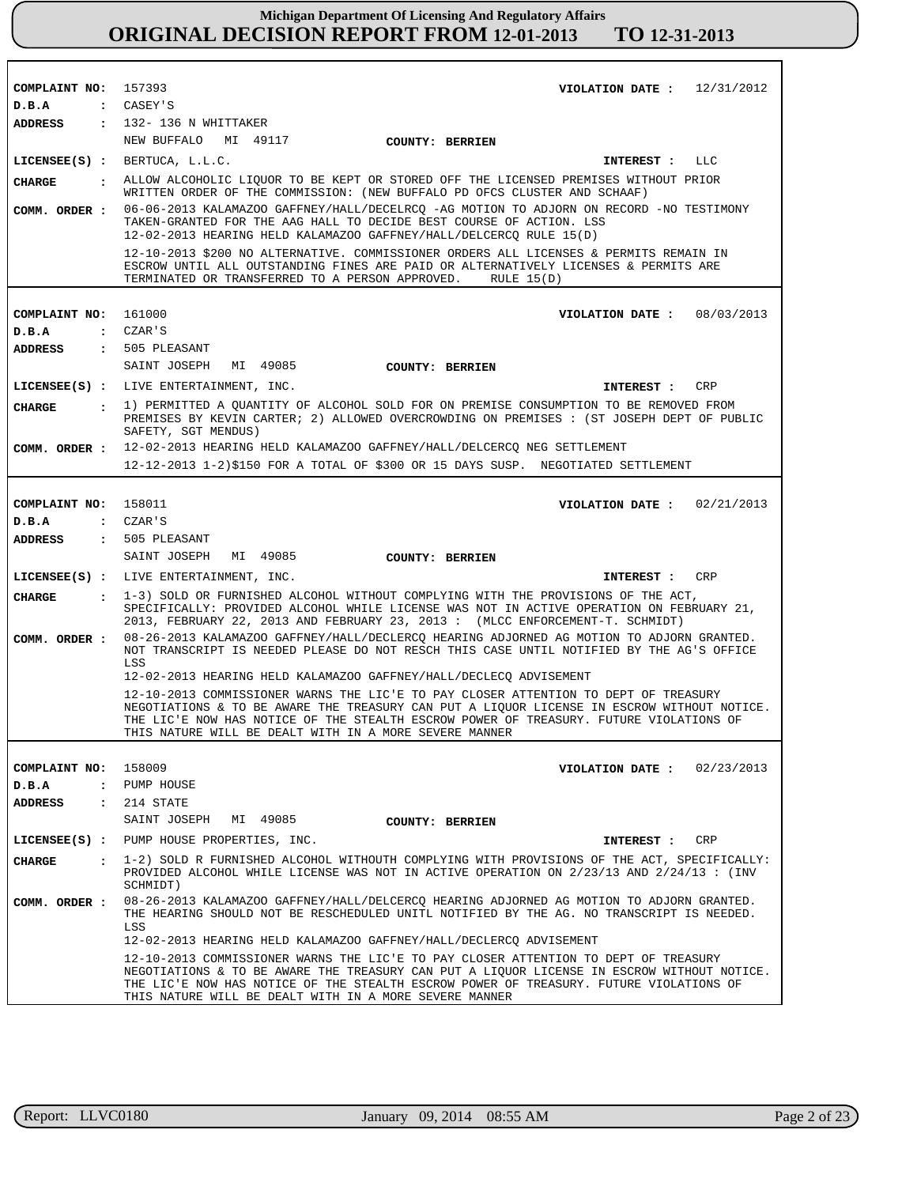**COMPLAINT NO:** 157393 **VIOLATION DATE :** 12/31/2012
**D.B.A :** CASEY'S
**ADDRESS :** 132- 136 N WHITTAKER
NEW BUFFALO MI 49117 **COUNTY: BERRIEN**
**LICENSEE(S) :** BERTUCA, L.L.C. **INTEREST :** LLC
**CHARGE :** ALLOW ALCOHOLIC LIQUOR TO BE KEPT OR STORED OFF THE LICENSED PREMISES WITHOUT PRIOR WRITTEN ORDER OF THE COMMISSION: (NEW BUFFALO PD OFCS CLUSTER AND SCHAAF)
**COMM. ORDER :** 06-06-2013 KALAMAZOO GAFFNEY/HALL/DECELRCQ -AG MOTION TO ADJORN ON RECORD -NO TESTIMONY TAKEN-GRANTED FOR THE AAG HALL TO DECIDE BEST COURSE OF ACTION. LSS
12-02-2013 HEARING HELD KALAMAZOO GAFFNEY/HALL/DELCERCQ RULE 15(D)
12-10-2013 $200 NO ALTERNATIVE. COMMISSIONER ORDERS ALL LICENSES & PERMITS REMAIN IN ESCROW UNTIL ALL OUTSTANDING FINES ARE PAID OR ALTERNATIVELY LICENSES & PERMITS ARE TERMINATED OR TRANSFERRED TO A PERSON APPROVED. RULE 15(D)

---

**COMPLAINT NO:** 161000 **VIOLATION DATE :** 08/03/2013
**D.B.A :** CZAR'S
**ADDRESS :** 505 PLEASANT
SAINT JOSEPH MI 49085 **COUNTY: BERRIEN**
**LICENSEE(S) :** LIVE ENTERTAINMENT, INC. **INTEREST :** CRP
**CHARGE :** 1) PERMITTED A QUANTITY OF ALCOHOL SOLD FOR ON PREMISE CONSUMPTION TO BE REMOVED FROM PREMISES BY KEVIN CARTER; 2) ALLOWED OVERCROWDING ON PREMISES : (ST JOSEPH DEPT OF PUBLIC SAFETY, SGT MENDUS)
**COMM. ORDER :** 12-02-2013 HEARING HELD KALAMAZOO GAFFNEY/HALL/DELCERCQ NEG SETTLEMENT
12-12-2013 1-2)$150 FOR A TOTAL OF $300 OR 15 DAYS SUSP. NEGOTIATED SETTLEMENT

---

**COMPLAINT NO:** 158011 **VIOLATION DATE :** 02/21/2013
**D.B.A :** CZAR'S
**ADDRESS :** 505 PLEASANT
SAINT JOSEPH MI 49085 **COUNTY: BERRIEN**
**LICENSEE(S) :** LIVE ENTERTAINMENT, INC. **INTEREST :** CRP
**CHARGE :** 1-3) SOLD OR FURNISHED ALCOHOL WITHOUT COMPLYING WITH THE PROVISIONS OF THE ACT, SPECIFICALLY: PROVIDED ALCOHOL WHILE LICENSE WAS NOT IN ACTIVE OPERATION ON FEBRUARY 21, 2013, FEBRUARY 22, 2013 AND FEBRUARY 23, 2013 : (MLCC ENFORCEMENT-T. SCHMIDT)
**COMM. ORDER :** 08-26-2013 KALAMAZOO GAFFNEY/HALL/DECLERCQ HEARING ADJORNED AG MOTION TO ADJORN GRANTED. NOT TRANSCRIPT IS NEEDED PLEASE DO NOT RESCH THIS CASE UNTIL NOTIFIED BY THE AG'S OFFICE LSS
12-02-2013 HEARING HELD KALAMAZOO GAFFNEY/HALL/DECLECQ ADVISEMENT
12-10-2013 COMMISSIONER WARNS THE LIC'E TO PAY CLOSER ATTENTION TO DEPT OF TREASURY NEGOTIATIONS & TO BE AWARE THE TREASURY CAN PUT A LIQUOR LICENSE IN ESCROW WITHOUT NOTICE. THE LIC'E NOW HAS NOTICE OF THE STEALTH ESCROW POWER OF TREASURY. FUTURE VIOLATIONS OF THIS NATURE WILL BE DEALT WITH IN A MORE SEVERE MANNER

---

**COMPLAINT NO:** 158009 **VIOLATION DATE :** 02/23/2013
**D.B.A :** PUMP HOUSE
**ADDRESS :** 214 STATE
SAINT JOSEPH MI 49085 **COUNTY: BERRIEN**
**LICENSEE(S) :** PUMP HOUSE PROPERTIES, INC. **INTEREST :** CRP
**CHARGE :** 1-2) SOLD R FURNISHED ALCOHOL WITHOUTH COMPLYING WITH PROVISIONS OF THE ACT, SPECIFICALLY: PROVIDED ALCOHOL WHILE LICENSE WAS NOT IN ACTIVE OPERATION ON 2/23/13 AND 2/24/13 : (INV SCHMIDT)
**COMM. ORDER :** 08-26-2013 KALAMAZOO GAFFNEY/HALL/DELCERCQ HEARING ADJORNED AG MOTION TO ADJORN GRANTED. THE HEARING SHOULD NOT BE RESCHEDULED UNITL NOTIFIED BY THE AG. NO TRANSCRIPT IS NEEDED. LSS
12-02-2013 HEARING HELD KALAMAZOO GAFFNEY/HALL/DECLERCQ ADVISEMENT
12-10-2013 COMMISSIONER WARNS THE LIC'E TO PAY CLOSER ATTENTION TO DEPT OF TREASURY NEGOTIATIONS & TO BE AWARE THE TREASURY CAN PUT A LIQUOR LICENSE IN ESCROW WITHOUT NOTICE. THE LIC'E NOW HAS NOTICE OF THE STEALTH ESCROW POWER OF TREASURY. FUTURE VIOLATIONS OF THIS NATURE WILL BE DEALT WITH IN A MORE SEVERE MANNER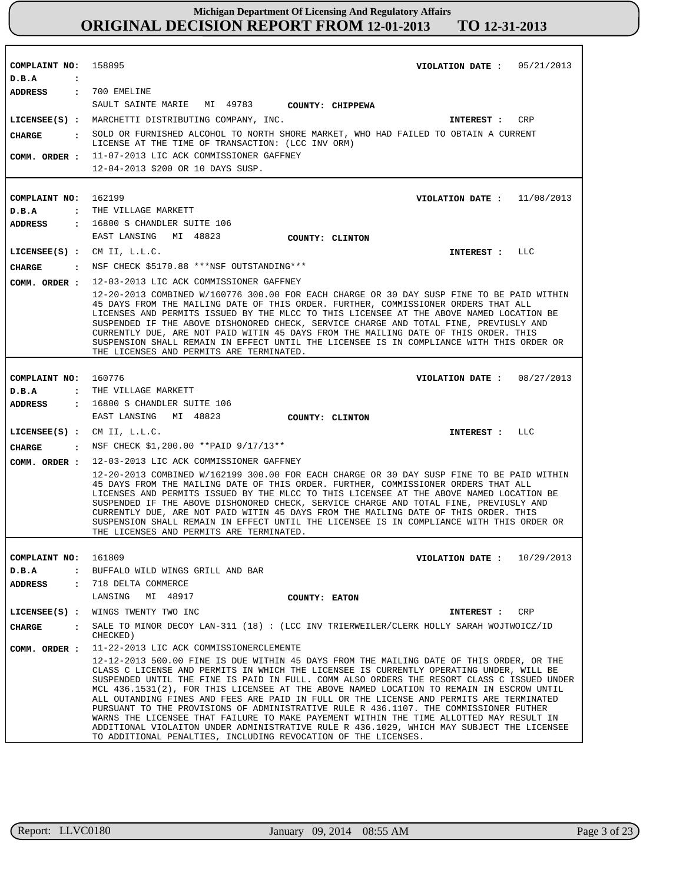# Michigan Department Of Licensing And Regulatory Affairs
## ORIGINAL DECISION REPORT FROM 12-01-2013 TO 12-31-2013

---

**COMPLAINT NO:** 158895
**VIOLATION DATE :** 05/21/2013
**D.B.A :**
**ADDRESS :** 700 EMELINE
SAULT SAINTE MARIE MI 49783
**COUNTY:** CHIPPEWA
**LICENSEE(S) :** MARCHETTI DISTRIBUTING COMPANY, INC.
**INTEREST :** CRP
**CHARGE :** SOLD OR FURNISHED ALCOHOL TO NORTH SHORE MARKET, WHO HAD FAILED TO OBTAIN A CURRENT LICENSE AT THE TIME OF TRANSACTION: (LCC INV ORM)
**COMM. ORDER :** 11-07-2013 LIC ACK COMMISSIONER GAFFNEY
12-04-2013 $200 OR 10 DAYS SUSP.

---

**COMPLAINT NO:** 162199
**VIOLATION DATE :** 11/08/2013
**D.B.A :** THE VILLAGE MARKETT
**ADDRESS :** 16800 S CHANDLER SUITE 106
EAST LANSING MI 48823
**COUNTY:** CLINTON
**LICENSEE(S) :** CM II, L.L.C.
**INTEREST :** LLC
**CHARGE :** NSF CHECK $5170.88 ***NSF OUTSTANDING***
**COMM. ORDER :** 12-03-2013 LIC ACK COMMISSIONER GAFFNEY
12-20-2013 COMBINED W/160776 300.00 FOR EACH CHARGE OR 30 DAY SUSP FINE TO BE PAID WITHIN 45 DAYS FROM THE MAILING DATE OF THIS ORDER. FURTHER, COMMISSIONER ORDERS THAT ALL LICENSES AND PERMITS ISSUED BY THE MLCC TO THIS LICENSEE AT THE ABOVE NAMED LOCATION BE SUSPENDED IF THE ABOVE DISHONORED CHECK, SERVICE CHARGE AND TOTAL FINE, PREVIUSLY AND CURRENTLY DUE, ARE NOT PAID WITIN 45 DAYS FROM THE MAILING DATE OF THIS ORDER. THIS SUSPENSION SHALL REMAIN IN EFFECT UNTIL THE LICENSEE IS IN COMPLIANCE WITH THIS ORDER OR THE LICENSES AND PERMITS ARE TERMINATED.

---

**COMPLAINT NO:** 160776
**VIOLATION DATE :** 08/27/2013
**D.B.A :** THE VILLAGE MARKETT
**ADDRESS :** 16800 S CHANDLER SUITE 106
EAST LANSING MI 48823
**COUNTY:** CLINTON
**LICENSEE(S) :** CM II, L.L.C.
**INTEREST :** LLC
**CHARGE :** NSF CHECK $1,200.00 **PAID 9/17/13**
**COMM. ORDER :** 12-03-2013 LIC ACK COMMISSIONER GAFFNEY
12-20-2013 COMBINED W/162199 300.00 FOR EACH CHARGE OR 30 DAY SUSP FINE TO BE PAID WITHIN 45 DAYS FROM THE MAILING DATE OF THIS ORDER. FURTHER, COMMISSIONER ORDERS THAT ALL LICENSES AND PERMITS ISSUED BY THE MLCC TO THIS LICENSEE AT THE ABOVE NAMED LOCATION BE SUSPENDED IF THE ABOVE DISHONORED CHECK, SERVICE CHARGE AND TOTAL FINE, PREVIUSLY AND CURRENTLY DUE, ARE NOT PAID WITIN 45 DAYS FROM THE MAILING DATE OF THIS ORDER. THIS SUSPENSION SHALL REMAIN IN EFFECT UNTIL THE LICENSEE IS IN COMPLIANCE WITH THIS ORDER OR THE LICENSES AND PERMITS ARE TERMINATED.

---

**COMPLAINT NO:** 161809
**VIOLATION DATE :** 10/29/2013
**D.B.A :** BUFFALO WILD WINGS GRILL AND BAR
**ADDRESS :** 718 DELTA COMMERCE
LANSING MI 48917
**COUNTY:** EATON
**LICENSEE(S) :** WINGS TWENTY TWO INC
**INTEREST :** CRP
**CHARGE :** SALE TO MINOR DECOY LAN-311 (18) : (LCC INV TRIERWEILER/CLERK HOLLY SARAH WOJTWOICZ/ID CHECKED)
**COMM. ORDER :** 11-22-2013 LIC ACK COMMISSIONERCLEMENTE
12-12-2013 500.00 FINE IS DUE WITHIN 45 DAYS FROM THE MAILING DATE OF THIS ORDER, OR THE CLASS C LICENSE AND PERMITS IN WHICH THE LICENSEE IS CURRENTLY OPERATING UNDER, WILL BE SUSPENDED UNTIL THE FINE IS PAID IN FULL. COMM ALSO ORDERS THE RESORT CLASS C ISSUED UNDER MCL 436.1531(2), FOR THIS LICENSEE AT THE ABOVE NAMED LOCATION TO REMAIN IN ESCROW UNTIL ALL OUTANDING FINES AND FEES ARE PAID IN FULL OR THE LICENSE AND PERMITS ARE TERMINATED PURSUANT TO THE PROVISIONS OF ADMINISTRATIVE RULE R 436.1107. THE COMMISSIONER FUTHER WARNS THE LICENSEE THAT FAILURE TO MAKE PAYEMENT WITHIN THE TIME ALLOTTED MAY RESULT IN ADDITIONAL VIOLAITON UNDER ADMINISTRATIVE RULE R 436.1029, WHICH MAY SUBJECT THE LICENSEE TO ADDITIONAL PENALTIES, INCLUDING REVOCATION OF THE LICENSES.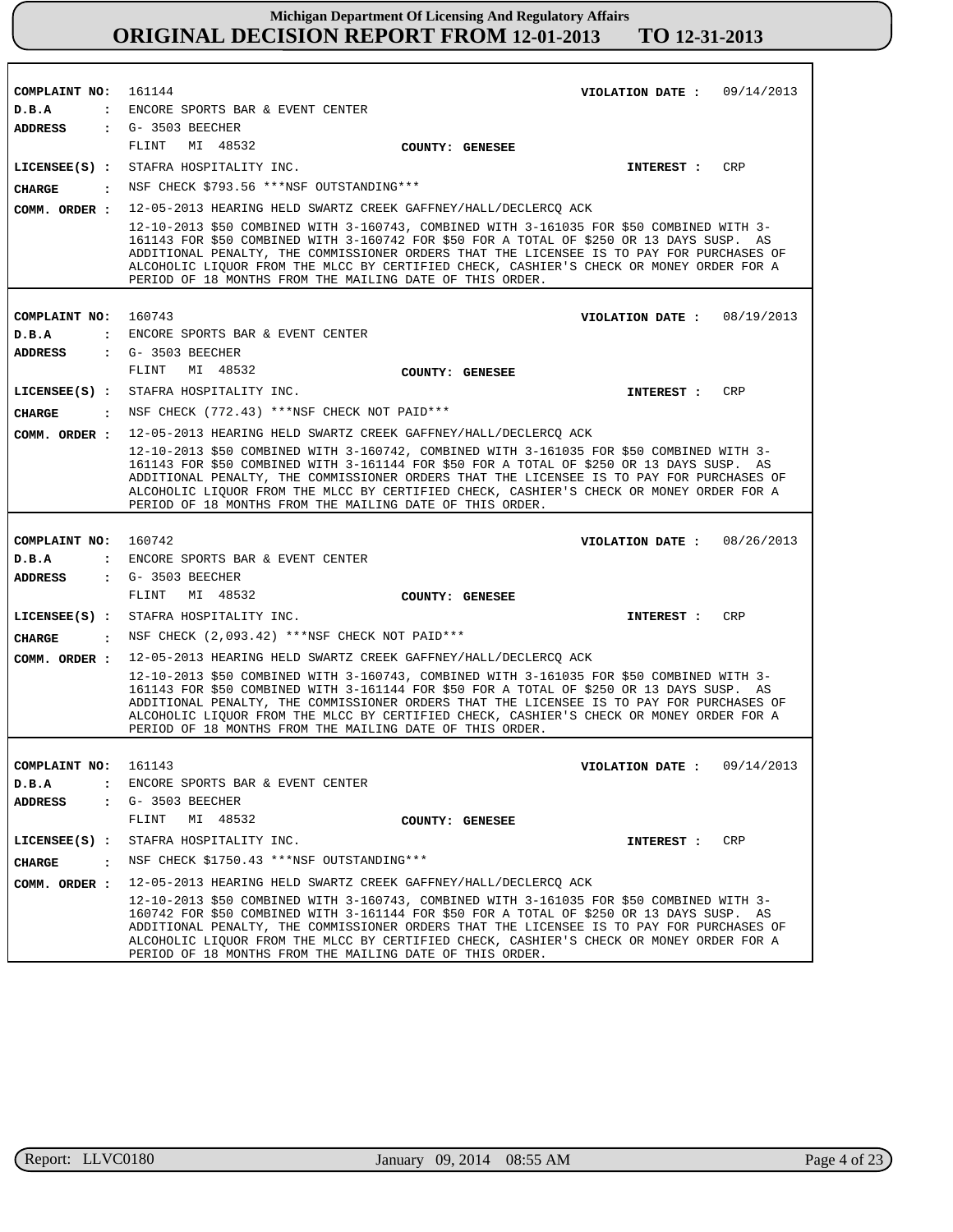**Michigan Department Of Licensing And Regulatory Affairs**
**ORIGINAL DECISION REPORT FROM 12-01-2013 TO 12-31-2013**

---

**COMPLAINT NO:** 161144 **VIOLATION DATE :** 09/14/2013
**D.B.A :** ENCORE SPORTS BAR & EVENT CENTER
**ADDRESS :** G- 3503 BEECHER
FLINT MI 48532 **COUNTY: GENESEE**
**LICENSEE(S) :** STAFRA HOSPITALITY INC. **INTEREST :** CRP
**CHARGE :** NSF CHECK $793.56 ***NSF OUTSTANDING***
**COMM. ORDER :** 12-05-2013 HEARING HELD SWARTZ CREEK GAFFNEY/HALL/DECLERCQ ACK
12-10-2013 $50 COMBINED WITH 3-160743, COMBINED WITH 3-161035 FOR $50 COMBINED WITH 3-161143 FOR $50 COMBINED WITH 3-160742 FOR $50 FOR A TOTAL OF $250 OR 13 DAYS SUSP. AS ADDITIONAL PENALTY, THE COMMISSIONER ORDERS THAT THE LICENSEE IS TO PAY FOR PURCHASES OF ALCOHOLIC LIQUOR FROM THE MLCC BY CERTIFIED CHECK, CASHIER'S CHECK OR MONEY ORDER FOR A PERIOD OF 18 MONTHS FROM THE MAILING DATE OF THIS ORDER.

---

**COMPLAINT NO:** 160743 **VIOLATION DATE :** 08/19/2013
**D.B.A :** ENCORE SPORTS BAR & EVENT CENTER
**ADDRESS :** G- 3503 BEECHER
FLINT MI 48532 **COUNTY: GENESEE**
**LICENSEE(S) :** STAFRA HOSPITALITY INC. **INTEREST :** CRP
**CHARGE :** NSF CHECK (772.43) ***NSF CHECK NOT PAID***
**COMM. ORDER :** 12-05-2013 HEARING HELD SWARTZ CREEK GAFFNEY/HALL/DECLERCQ ACK
12-10-2013 $50 COMBINED WITH 3-160742, COMBINED WITH 3-161035 FOR $50 COMBINED WITH 3-161143 FOR $50 COMBINED WITH 3-161144 FOR $50 FOR A TOTAL OF $250 OR 13 DAYS SUSP. AS ADDITIONAL PENALTY, THE COMMISSIONER ORDERS THAT THE LICENSEE IS TO PAY FOR PURCHASES OF ALCOHOLIC LIQUOR FROM THE MLCC BY CERTIFIED CHECK, CASHIER'S CHECK OR MONEY ORDER FOR A PERIOD OF 18 MONTHS FROM THE MAILING DATE OF THIS ORDER.

---

**COMPLAINT NO:** 160742 **VIOLATION DATE :** 08/26/2013
**D.B.A :** ENCORE SPORTS BAR & EVENT CENTER
**ADDRESS :** G- 3503 BEECHER
FLINT MI 48532 **COUNTY: GENESEE**
**LICENSEE(S) :** STAFRA HOSPITALITY INC. **INTEREST :** CRP
**CHARGE :** NSF CHECK (2,093.42) ***NSF CHECK NOT PAID***
**COMM. ORDER :** 12-05-2013 HEARING HELD SWARTZ CREEK GAFFNEY/HALL/DECLERCQ ACK
12-10-2013 $50 COMBINED WITH 3-160743, COMBINED WITH 3-161035 FOR $50 COMBINED WITH 3-161143 FOR $50 COMBINED WITH 3-161144 FOR $50 FOR A TOTAL OF $250 OR 13 DAYS SUSP. AS ADDITIONAL PENALTY, THE COMMISSIONER ORDERS THAT THE LICENSEE IS TO PAY FOR PURCHASES OF ALCOHOLIC LIQUOR FROM THE MLCC BY CERTIFIED CHECK, CASHIER'S CHECK OR MONEY ORDER FOR A PERIOD OF 18 MONTHS FROM THE MAILING DATE OF THIS ORDER.

---

**COMPLAINT NO:** 161143 **VIOLATION DATE :** 09/14/2013
**D.B.A :** ENCORE SPORTS BAR & EVENT CENTER
**ADDRESS :** G- 3503 BEECHER
FLINT MI 48532 **COUNTY: GENESEE**
**LICENSEE(S) :** STAFRA HOSPITALITY INC. **INTEREST :** CRP
**CHARGE :** NSF CHECK $1750.43 ***NSF OUTSTANDING***
**COMM. ORDER :** 12-05-2013 HEARING HELD SWARTZ CREEK GAFFNEY/HALL/DECLERCQ ACK
12-10-2013 $50 COMBINED WITH 3-160743, COMBINED WITH 3-161035 FOR $50 COMBINED WITH 3-160742 FOR $50 COMBINED WITH 3-161144 FOR $50 FOR A TOTAL OF $250 OR 13 DAYS SUSP. AS ADDITIONAL PENALTY, THE COMMISSIONER ORDERS THAT THE LICENSEE IS TO PAY FOR PURCHASES OF ALCOHOLIC LIQUOR FROM THE MLCC BY CERTIFIED CHECK, CASHIER'S CHECK OR MONEY ORDER FOR A PERIOD OF 18 MONTHS FROM THE MAILING DATE OF THIS ORDER.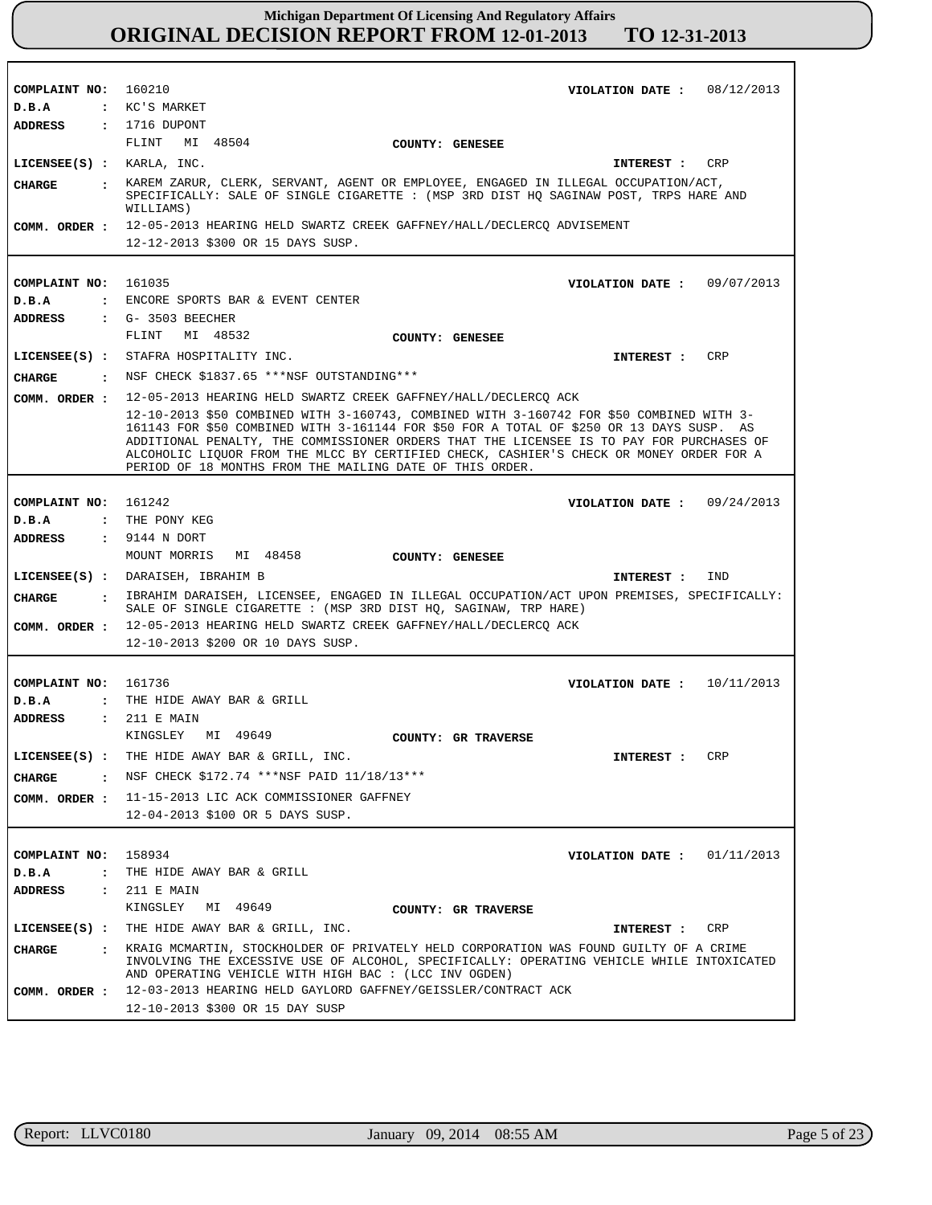# Michigan Department Of Licensing And Regulatory Affairs
## ORIGINAL DECISION REPORT FROM 12-01-2013 TO 12-31-2013

---

**COMPLAINT NO:** 160210 **VIOLATION DATE :** 08/12/2013
**D.B.A :** KC'S MARKET
**ADDRESS :** 1716 DUPONT
FLINT MI 48504 **COUNTY: GENESEE**
**LICENSEE(S) :** KARLA, INC. **INTEREST :** CRP
**CHARGE :** KAREM ZARUR, CLERK, SERVANT, AGENT OR EMPLOYEE, ENGAGED IN ILLEGAL OCCUPATION/ACT, SPECIFICALLY: SALE OF SINGLE CIGARETTE : (MSP 3RD DIST HQ SAGINAW POST, TRPS HARE AND WILLIAMS)
**COMM. ORDER :** 12-05-2013 HEARING HELD SWARTZ CREEK GAFFNEY/HALL/DECLERCQ ADVISEMENT
12-12-2013 $300 OR 15 DAYS SUSP.

---

**COMPLAINT NO:** 161035 **VIOLATION DATE :** 09/07/2013
**D.B.A :** ENCORE SPORTS BAR & EVENT CENTER
**ADDRESS :** G- 3503 BEECHER
FLINT MI 48532 **COUNTY: GENESEE**
**LICENSEE(S) :** STAFRA HOSPITALITY INC. **INTEREST :** CRP
**CHARGE :** NSF CHECK $1837.65 ***NSF OUTSTANDING***
**COMM. ORDER :** 12-05-2013 HEARING HELD SWARTZ CREEK GAFFNEY/HALL/DECLERCQ ACK
12-10-2013 $50 COMBINED WITH 3-160743, COMBINED WITH 3-160742 FOR $50 COMBINED WITH 3-161143 FOR $50 COMBINED WITH 3-161144 FOR $50 FOR A TOTAL OF $250 OR 13 DAYS SUSP. AS ADDITIONAL PENALTY, THE COMMISSIONER ORDERS THAT THE LICENSEE IS TO PAY FOR PURCHASES OF ALCOHOLIC LIQUOR FROM THE MLCC BY CERTIFIED CHECK, CASHIER'S CHECK OR MONEY ORDER FOR A PERIOD OF 18 MONTHS FROM THE MAILING DATE OF THIS ORDER.

---

**COMPLAINT NO:** 161242 **VIOLATION DATE :** 09/24/2013
**D.B.A :** THE PONY KEG
**ADDRESS :** 9144 N DORT
MOUNT MORRIS MI 48458 **COUNTY: GENESEE**
**LICENSEE(S) :** DARAISEH, IBRAHIM B **INTEREST :** IND
**CHARGE :** IBRAHIM DARAISEH, LICENSEE, ENGAGED IN ILLEGAL OCCUPATION/ACT UPON PREMISES, SPECIFICALLY: SALE OF SINGLE CIGARETTE : (MSP 3RD DIST HQ, SAGINAW, TRP HARE)
**COMM. ORDER :** 12-05-2013 HEARING HELD SWARTZ CREEK GAFFNEY/HALL/DECLERCQ ACK
12-10-2013 $200 OR 10 DAYS SUSP.

---

**COMPLAINT NO:** 161736 **VIOLATION DATE :** 10/11/2013
**D.B.A :** THE HIDE AWAY BAR & GRILL
**ADDRESS :** 211 E MAIN
KINGSLEY MI 49649 **COUNTY: GR TRAVERSE**
**LICENSEE(S) :** THE HIDE AWAY BAR & GRILL, INC. **INTEREST :** CRP
**CHARGE :** NSF CHECK $172.74 ***NSF PAID 11/18/13***
**COMM. ORDER :** 11-15-2013 LIC ACK COMMISSIONER GAFFNEY
12-04-2013 $100 OR 5 DAYS SUSP.

---

**COMPLAINT NO:** 158934 **VIOLATION DATE :** 01/11/2013
**D.B.A :** THE HIDE AWAY BAR & GRILL
**ADDRESS :** 211 E MAIN
KINGSLEY MI 49649 **COUNTY: GR TRAVERSE**
**LICENSEE(S) :** THE HIDE AWAY BAR & GRILL, INC. **INTEREST :** CRP
**CHARGE :** KRAIG MCMARTIN, STOCKHOLDER OF PRIVATELY HELD CORPORATION WAS FOUND GUILTY OF A CRIME INVOLVING THE EXCESSIVE USE OF ALCOHOL, SPECIFICALLY: OPERATING VEHICLE WHILE INTOXICATED AND OPERATING VEHICLE WITH HIGH BAC : (LCC INV OGDEN)
**COMM. ORDER :** 12-03-2013 HEARING HELD GAYLORD GAFFNEY/GEISSLER/CONTRACT ACK
12-10-2013 $300 OR 15 DAY SUSP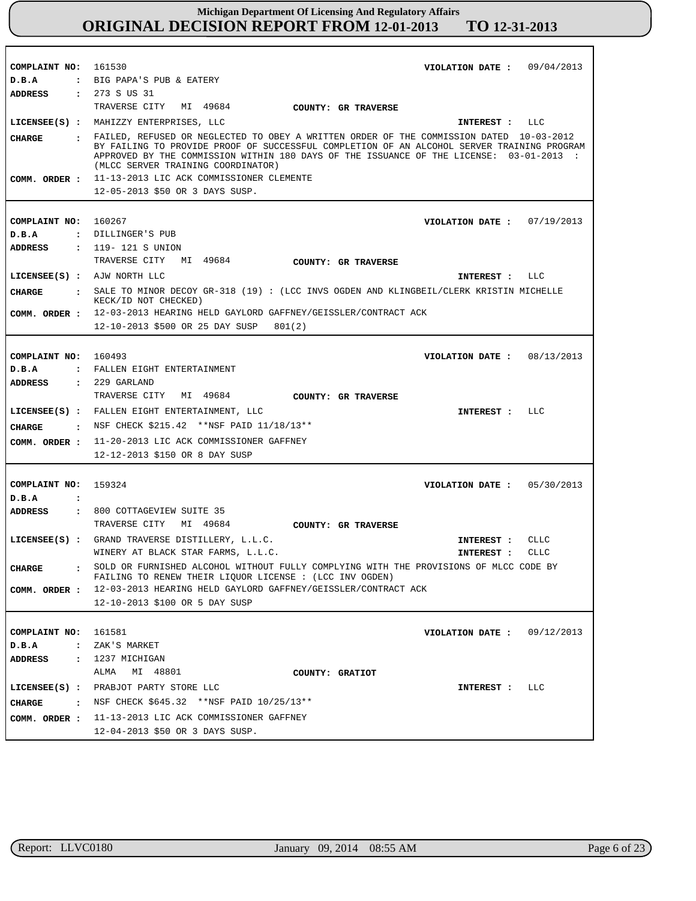# Michigan Department Of Licensing And Regulatory Affairs

## ORIGINAL DECISION REPORT FROM 12-01-2013 TO 12-31-2013

---

**COMPLAINT NO:** 161530 **VIOLATION DATE :** 09/04/2013

**D.B.A :** BIG PAPA'S PUB & EATERY

**ADDRESS :** 273 S US 31
TRAVERSE CITY MI 49684 **COUNTY: GR TRAVERSE**

**LICENSEE(S) :** MAHIZZY ENTERPRISES, LLC **INTEREST :** LLC

**CHARGE :** FAILED, REFUSED OR NEGLECTED TO OBEY A WRITTEN ORDER OF THE COMMISSION DATED 10-03-2012 BY FAILING TO PROVIDE PROOF OF SUCCESSFUL COMPLETION OF AN ALCOHOL SERVER TRAINING PROGRAM APPROVED BY THE COMMISSION WITHIN 180 DAYS OF THE ISSUANCE OF THE LICENSE: 03-01-2013 : (MLCC SERVER TRAINING COORDINATOR)

**COMM. ORDER :** 11-13-2013 LIC ACK COMMISSIONER CLEMENTE
12-05-2013 $50 OR 3 DAYS SUSP.

---

**COMPLAINT NO:** 160267 **VIOLATION DATE :** 07/19/2013

**D.B.A :** DILLINGER'S PUB

**ADDRESS :** 119- 121 S UNION
TRAVERSE CITY MI 49684 **COUNTY: GR TRAVERSE**

**LICENSEE(S) :** AJW NORTH LLC **INTEREST :** LLC

**CHARGE :** SALE TO MINOR DECOY GR-318 (19) : (LCC INVS OGDEN AND KLINGBEIL/CLERK KRISTIN MICHELLE KECK/ID NOT CHECKED)

**COMM. ORDER :** 12-03-2013 HEARING HELD GAYLORD GAFFNEY/GEISSLER/CONTRACT ACK
12-10-2013 $500 OR 25 DAY SUSP 801(2)

---

**COMPLAINT NO:** 160493 **VIOLATION DATE :** 08/13/2013

**D.B.A :** FALLEN EIGHT ENTERTAINMENT

**ADDRESS :** 229 GARLAND
TRAVERSE CITY MI 49684 **COUNTY: GR TRAVERSE**

**LICENSEE(S) :** FALLEN EIGHT ENTERTAINMENT, LLC **INTEREST :** LLC

**CHARGE :** NSF CHECK $215.42 **NSF PAID 11/18/13**

**COMM. ORDER :** 11-20-2013 LIC ACK COMMISSIONER GAFFNEY
12-12-2013 $150 OR 8 DAY SUSP

---

**COMPLAINT NO:** 159324 **VIOLATION DATE :** 05/30/2013

**D.B.A :**

**ADDRESS :** 800 COTTAGEVIEW SUITE 35
TRAVERSE CITY MI 49684 **COUNTY: GR TRAVERSE**

**LICENSEE(S) :** GRAND TRAVERSE DISTILLERY, L.L.C. **INTEREST :** CLLC
WINERY AT BLACK STAR FARMS, L.L.C. **INTEREST :** CLLC

**CHARGE :** SOLD OR FURNISHED ALCOHOL WITHOUT FULLY COMPLYING WITH THE PROVISIONS OF MLCC CODE BY FAILING TO RENEW THEIR LIQUOR LICENSE : (LCC INV OGDEN)

**COMM. ORDER :** 12-03-2013 HEARING HELD GAYLORD GAFFNEY/GEISSLER/CONTRACT ACK
12-10-2013 $100 OR 5 DAY SUSP

---

**COMPLAINT NO:** 161581 **VIOLATION DATE :** 09/12/2013

**D.B.A :** ZAK'S MARKET

**ADDRESS :** 1237 MICHIGAN
ALMA MI 48801 **COUNTY: GRATIOT**

**LICENSEE(S) :** PRABJOT PARTY STORE LLC **INTEREST :** LLC

**CHARGE :** NSF CHECK $645.32 **NSF PAID 10/25/13**

**COMM. ORDER :** 11-13-2013 LIC ACK COMMISSIONER GAFFNEY
12-04-2013 $50 OR 3 DAYS SUSP.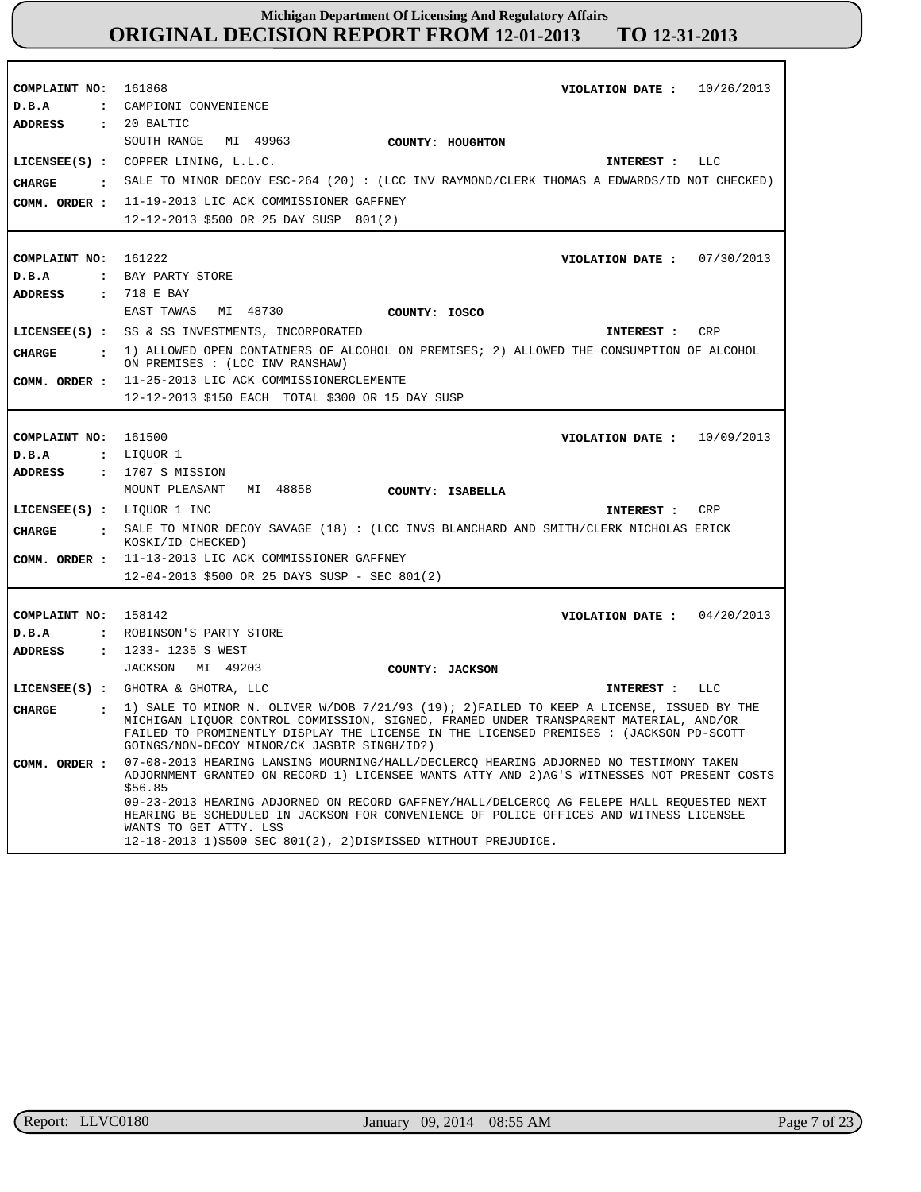# Michigan Department Of Licensing And Regulatory Affairs
## ORIGINAL DECISION REPORT FROM 12-01-2013 TO 12-31-2013

**COMPLAINT NO:** 161868 **VIOLATION DATE :** 10/26/2013
**D.B.A :** CAMPIONI CONVENIENCE
**ADDRESS :** 20 BALTIC
SOUTH RANGE MI 49963 **COUNTY: HOUGHTON**
**LICENSEE(S) :** COPPER LINING, L.L.C. **INTEREST :** LLC
**CHARGE :** SALE TO MINOR DECOY ESC-264 (20) : (LCC INV RAYMOND/CLERK THOMAS A EDWARDS/ID NOT CHECKED)
**COMM. ORDER :** 11-19-2013 LIC ACK COMMISSIONER GAFFNEY
12-12-2013 $500 OR 25 DAY SUSP 801(2)

---

**COMPLAINT NO:** 161222 **VIOLATION DATE :** 07/30/2013
**D.B.A :** BAY PARTY STORE
**ADDRESS :** 718 E BAY
EAST TAWAS MI 48730 **COUNTY: IOSCO**
**LICENSEE(S) :** SS & SS INVESTMENTS, INCORPORATED **INTEREST :** CRP
**CHARGE :** 1) ALLOWED OPEN CONTAINERS OF ALCOHOL ON PREMISES; 2) ALLOWED THE CONSUMPTION OF ALCOHOL ON PREMISES : (LCC INV RANSHAW)
**COMM. ORDER :** 11-25-2013 LIC ACK COMMISSIONERCLEMENTE
12-12-2013 $150 EACH TOTAL $300 OR 15 DAY SUSP

---

**COMPLAINT NO:** 161500 **VIOLATION DATE :** 10/09/2013
**D.B.A :** LIQUOR 1
**ADDRESS :** 1707 S MISSION
MOUNT PLEASANT MI 48858 **COUNTY: ISABELLA**
**LICENSEE(S) :** LIQUOR 1 INC **INTEREST :** CRP
**CHARGE :** SALE TO MINOR DECOY SAVAGE (18) : (LCC INVS BLANCHARD AND SMITH/CLERK NICHOLAS ERICK KOSKI/ID CHECKED)
**COMM. ORDER :** 11-13-2013 LIC ACK COMMISSIONER GAFFNEY
12-04-2013 $500 OR 25 DAYS SUSP - SEC 801(2)

---

**COMPLAINT NO:** 158142 **VIOLATION DATE :** 04/20/2013
**D.B.A :** ROBINSON'S PARTY STORE
**ADDRESS :** 1233- 1235 S WEST
JACKSON MI 49203 **COUNTY: JACKSON**
**LICENSEE(S) :** GHOTRA & GHOTRA, LLC **INTEREST :** LLC
**CHARGE :** 1) SALE TO MINOR N. OLIVER W/DOB 7/21/93 (19); 2)FAILED TO KEEP A LICENSE, ISSUED BY THE MICHIGAN LIQUOR CONTROL COMMISSION, SIGNED, FRAMED UNDER TRANSPARENT MATERIAL, AND/OR FAILED TO PROMINENTLY DISPLAY THE LICENSE IN THE LICENSED PREMISES : (JACKSON PD-SCOTT GOINGS/NON-DECOY MINOR/CK JASBIR SINGH/ID?)
**COMM. ORDER :** 07-08-2013 HEARING LANSING MOURNING/HALL/DECLERCQ HEARING ADJORNED NO TESTIMONY TAKEN ADJORNMENT GRANTED ON RECORD 1) LICENSEE WANTS ATTY AND 2)AG'S WITNESSES NOT PRESENT COSTS $56.85
09-23-2013 HEARING ADJORNED ON RECORD GAFFNEY/HALL/DELCERCQ AG FELEPE HALL REQUESTED NEXT HEARING BE SCHEDULED IN JACKSON FOR CONVENIENCE OF POLICE OFFICES AND WITNESS LICENSEE WANTS TO GET ATTY. LSS
12-18-2013 1)$500 SEC 801(2), 2)DISMISSED WITHOUT PREJUDICE.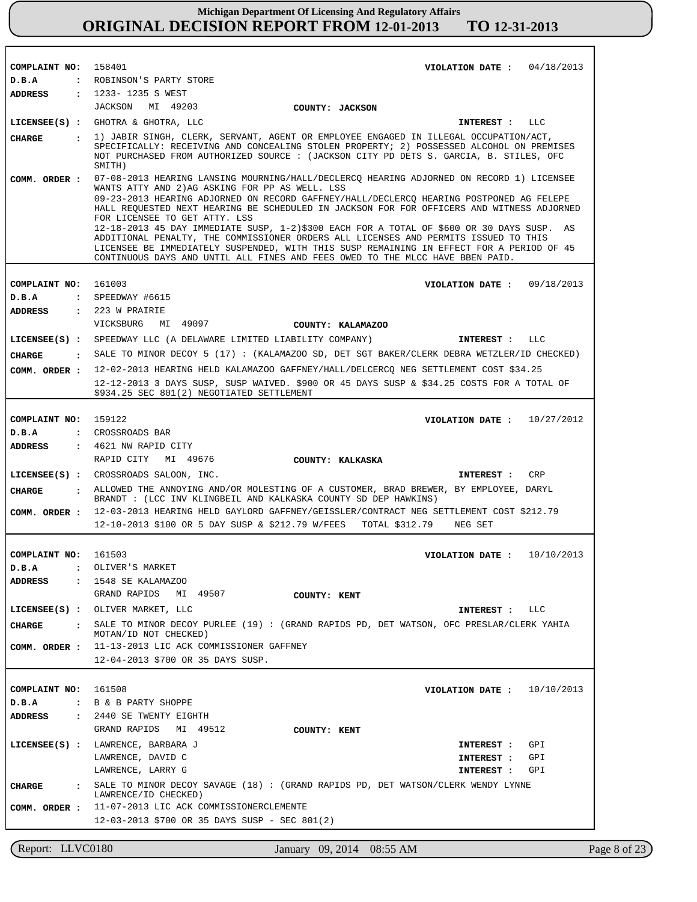# Michigan Department Of Licensing And Regulatory Affairs
## ORIGINAL DECISION REPORT FROM 12-01-2013 TO 12-31-2013

---

**COMPLAINT NO:** 158401  **VIOLATION DATE :** 04/18/2013
**D.B.A :** ROBINSON'S PARTY STORE
**ADDRESS :** 1233- 1235 S WEST
JACKSON MI 49203  **COUNTY: JACKSON**
**LICENSEE(S) :** GHOTRA & GHOTRA, LLC  **INTEREST :** LLC
**CHARGE :** 1) JABIR SINGH, CLERK, SERVANT, AGENT OR EMPLOYEE ENGAGED IN ILLEGAL OCCUPATION/ACT, SPECIFICALLY: RECEIVING AND CONCEALING STOLEN PROPERTY; 2) POSSESSED ALCOHOL ON PREMISES NOT PURCHASED FROM AUTHORIZED SOURCE : (JACKSON CITY PD DETS S. GARCIA, B. STILES, OFC SMITH)
**COMM. ORDER :** 07-08-2013 HEARING LANSING MOURNING/HALL/DECLERCQ HEARING ADJOURNED ON RECORD 1) LICENSEE WANTS ATTY AND 2)AG ASKING FOR PP AS WELL. LSS
09-23-2013 HEARING ADJOURNED ON RECORD GAFFNEY/HALL/DECLERCQ HEARING POSTPONED AG FELEPE HALL REQUESTED NEXT HEARING BE SCHEDULED IN JACKSON FOR FOR OFFICERS AND WITNESS ADJORNED FOR LICENSEE TO GET ATTY. LSS
12-18-2013 45 DAY IMMEDIATE SUSP, 1-2)$300 EACH FOR A TOTAL OF $600 OR 30 DAYS SUSP. AS ADDITIONAL PENALTY, THE COMMISSIONER ORDERS ALL LICENSES AND PERMITS ISSUED TO THIS LICENSEE BE IMMEDIATELY SUSPENDED, WITH THIS SUSP REMAINING IN EFFECT FOR A PERIOD OF 45 CONTINUOUS DAYS AND UNTIL ALL FINES AND FEES OWED TO THE MLCC HAVE BBEN PAID.

---

**COMPLAINT NO:** 161003  **VIOLATION DATE :** 09/18/2013
**D.B.A :** SPEEDWAY #6615
**ADDRESS :** 223 W PRAIRIE
VICKSBURG MI 49097  **COUNTY: KALAMAZOO**
**LICENSEE(S) :** SPEEDWAY LLC (A DELAWARE LIMITED LIABILITY COMPANY)  **INTEREST :** LLC
**CHARGE :** SALE TO MINOR DECOY 5 (17) : (KALAMAZOO SD, DET SGT BAKER/CLERK DEBRA WETZLER/ID CHECKED)
**COMM. ORDER :** 12-02-2013 HEARING HELD KALAMAZOO GAFFNEY/HALL/DELCERCQ NEG SETTLEMENT COST $34.25
12-12-2013 3 DAYS SUSP, SUSP WAIVED. $900 OR 45 DAYS SUSP & $34.25 COSTS FOR A TOTAL OF $934.25 SEC 801(2) NEGOTIATED SETTLEMENT

---

**COMPLAINT NO:** 159122  **VIOLATION DATE :** 10/27/2012
**D.B.A :** CROSSROADS BAR
**ADDRESS :** 4621 NW RAPID CITY
RAPID CITY MI 49676  **COUNTY: KALKASKA**
**LICENSEE(S) :** CROSSROADS SALOON, INC.  **INTEREST :** CRP
**CHARGE :** ALLOWED THE ANNOYING AND/OR MOLESTING OF A CUSTOMER, BRAD BREWER, BY EMPLOYEE, DARYL BRANDT : (LCC INV KLINGBEIL AND KALKASKA COUNTY SD DEP HAWKINS)
**COMM. ORDER :** 12-03-2013 HEARING HELD GAYLORD GAFFNEY/GEISSLER/CONTRACT NEG SETTLEMENT COST $212.79
12-10-2013 $100 OR 5 DAY SUSP & $212.79 W/FEES TOTAL $312.79 NEG SET

---

**COMPLAINT NO:** 161503  **VIOLATION DATE :** 10/10/2013
**D.B.A :** OLIVER'S MARKET
**ADDRESS :** 1548 SE KALAMAZOO
GRAND RAPIDS MI 49507  **COUNTY: KENT**
**LICENSEE(S) :** OLIVER MARKET, LLC  **INTEREST :** LLC
**CHARGE :** SALE TO MINOR DECOY PURLEE (19) : (GRAND RAPIDS PD, DET WATSON, OFC PRESLAR/CLERK YAHIA MOTAN/ID NOT CHECKED)
**COMM. ORDER :** 11-13-2013 LIC ACK COMMISSIONER GAFFNEY
12-04-2013 $700 OR 35 DAYS SUSP.

---

**COMPLAINT NO:** 161508  **VIOLATION DATE :** 10/10/2013
**D.B.A :** B & B PARTY SHOPPE
**ADDRESS :** 2440 SE TWENTY EIGHTH
GRAND RAPIDS MI 49512  **COUNTY: KENT**
**LICENSEE(S) :** LAWRENCE, BARBARA J  **INTEREST :** GPI
LAWRENCE, DAVID C  **INTEREST :** GPI
LAWRENCE, LARRY G  **INTEREST :** GPI
**CHARGE :** SALE TO MINOR DECOY SAVAGE (18) : (GRAND RAPIDS PD, DET WATSON/CLERK WENDY LYNNE LAWRENCE/ID CHECKED)
**COMM. ORDER :** 11-07-2013 LIC ACK COMMISSIONERCLEMENTE
12-03-2013 $700 OR 35 DAYS SUSP - SEC 801(2)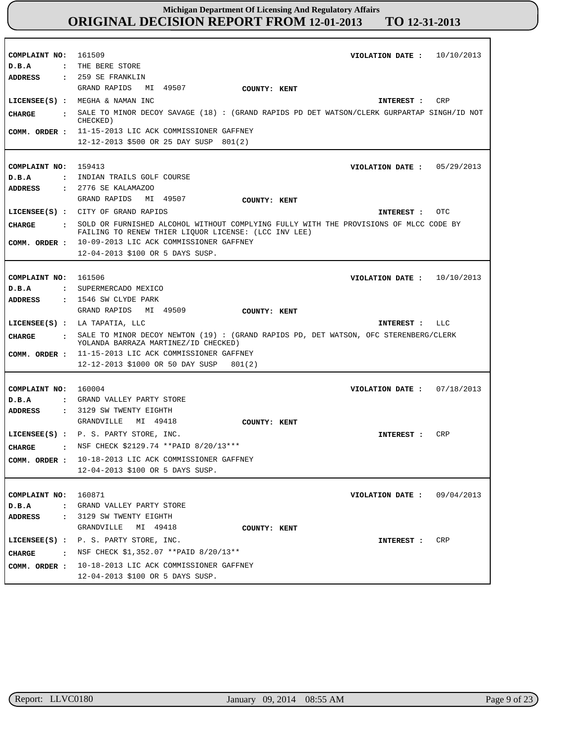**Michigan Department Of Licensing And Regulatory Affairs**
# ORIGINAL DECISION REPORT FROM 12-01-2013 TO 12-31-2013

---

**COMPLAINT NO:** 161509 **VIOLATION DATE :** 10/10/2013
**D.B.A :** THE BERE STORE
**ADDRESS :** 259 SE FRANKLIN
GRAND RAPIDS MI 49507 **COUNTY: KENT**
**LICENSEE(S) :** MEGHA & NAMAN INC **INTEREST :** CRP
**CHARGE :** SALE TO MINOR DECOY SAVAGE (18) : (GRAND RAPIDS PD DET WATSON/CLERK GURPARTAP SINGH/ID NOT CHECKED)
**COMM. ORDER :** 11-15-2013 LIC ACK COMMISSIONER GAFFNEY
12-12-2013 $500 OR 25 DAY SUSP 801(2)

---

**COMPLAINT NO:** 159413 **VIOLATION DATE :** 05/29/2013
**D.B.A :** INDIAN TRAILS GOLF COURSE
**ADDRESS :** 2776 SE KALAMAZOO
GRAND RAPIDS MI 49507 **COUNTY: KENT**
**LICENSEE(S) :** CITY OF GRAND RAPIDS **INTEREST :** OTC
**CHARGE :** SOLD OR FURNISHED ALCOHOL WITHOUT COMPLYING FULLY WITH THE PROVISIONS OF MLCC CODE BY FAILING TO RENEW THIER LIQUOR LICENSE: (LCC INV LEE)
**COMM. ORDER :** 10-09-2013 LIC ACK COMMISSIONER GAFFNEY
12-04-2013 $100 OR 5 DAYS SUSP.

---

**COMPLAINT NO:** 161506 **VIOLATION DATE :** 10/10/2013
**D.B.A :** SUPERMERCADO MEXICO
**ADDRESS :** 1546 SW CLYDE PARK
GRAND RAPIDS MI 49509 **COUNTY: KENT**
**LICENSEE(S) :** LA TAPATIA, LLC **INTEREST :** LLC
**CHARGE :** SALE TO MINOR DECOY NEWTON (19) : (GRAND RAPIDS PD, DET WATSON, OFC STERENBERG/CLERK YOLANDA BARRAZA MARTINEZ/ID CHECKED)
**COMM. ORDER :** 11-15-2013 LIC ACK COMMISSIONER GAFFNEY
12-12-2013 $1000 OR 50 DAY SUSP 801(2)

---

**COMPLAINT NO:** 160004 **VIOLATION DATE :** 07/18/2013
**D.B.A :** GRAND VALLEY PARTY STORE
**ADDRESS :** 3129 SW TWENTY EIGHTH
GRANDVILLE MI 49418 **COUNTY: KENT**
**LICENSEE(S) :** P. S. PARTY STORE, INC. **INTEREST :** CRP
**CHARGE :** NSF CHECK $2129.74 **PAID 8/20/13***
**COMM. ORDER :** 10-18-2013 LIC ACK COMMISSIONER GAFFNEY
12-04-2013 $100 OR 5 DAYS SUSP.

---

**COMPLAINT NO:** 160871 **VIOLATION DATE :** 09/04/2013
**D.B.A :** GRAND VALLEY PARTY STORE
**ADDRESS :** 3129 SW TWENTY EIGHTH
GRANDVILLE MI 49418 **COUNTY: KENT**
**LICENSEE(S) :** P. S. PARTY STORE, INC. **INTEREST :** CRP
**CHARGE :** NSF CHECK $1,352.07 **PAID 8/20/13**
**COMM. ORDER :** 10-18-2013 LIC ACK COMMISSIONER GAFFNEY
12-04-2013 $100 OR 5 DAYS SUSP.

---

Report: LLVC0180 January 09, 2014 08:55 AM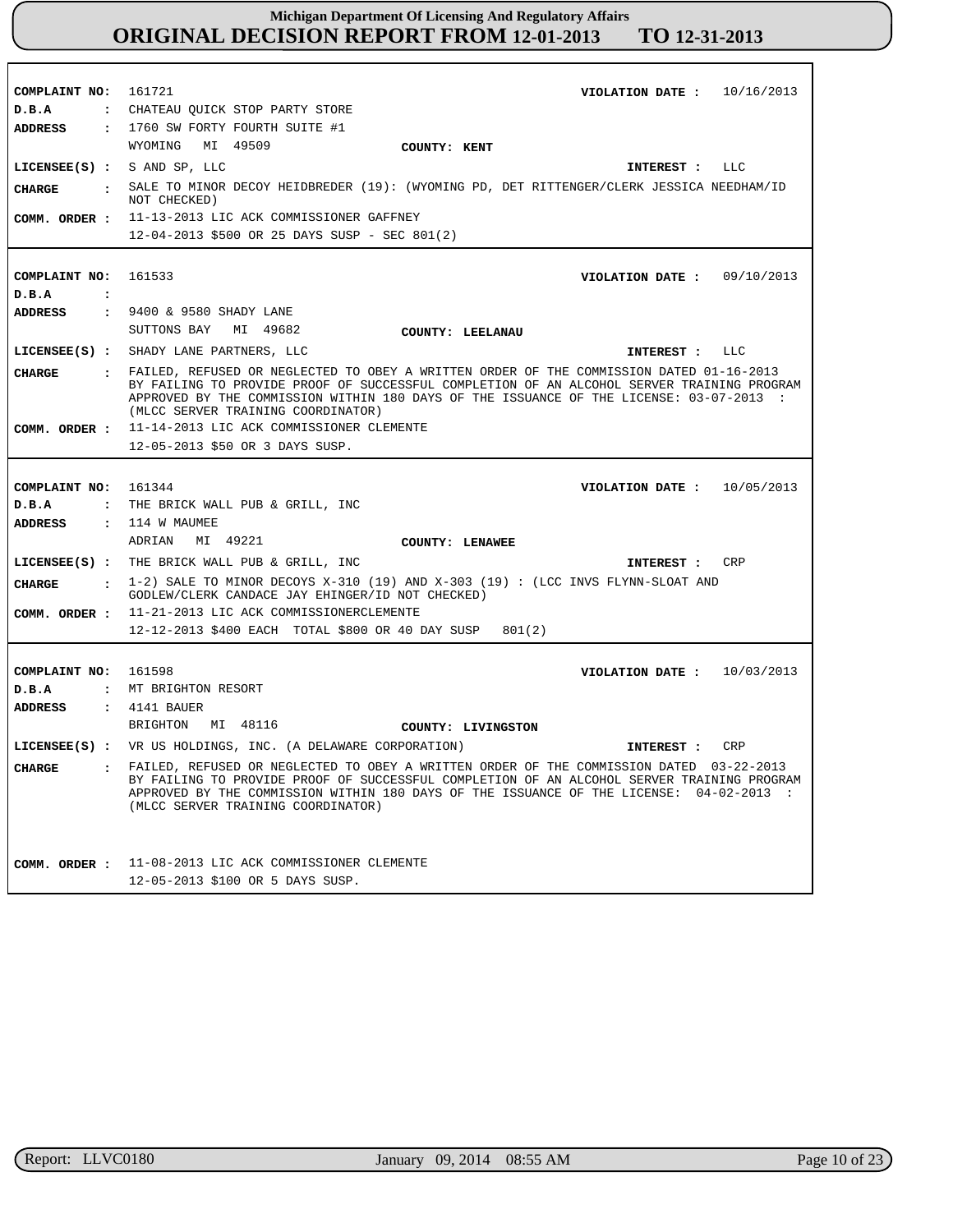**Michigan Department Of Licensing And Regulatory Affairs**
# ORIGINAL DECISION REPORT FROM 12-01-2013 TO 12-31-2013

---

**COMPLAINT NO:** 161721 **VIOLATION DATE :** 10/16/2013
**D.B.A :** CHATEAU QUICK STOP PARTY STORE
**ADDRESS :** 1760 SW FORTY FOURTH SUITE #1
WYOMING MI 49509 **COUNTY: KENT**
**LICENSEE(S) :** S AND SP, LLC **INTEREST :** LLC
**CHARGE :** SALE TO MINOR DECOY HEIDBREDER (19): (WYOMING PD, DET RITTENGER/CLERK JESSICA NEEDHAM/ID NOT CHECKED)
**COMM. ORDER :** 11-13-2013 LIC ACK COMMISSIONER GAFFNEY
12-04-2013 $500 OR 25 DAYS SUSP - SEC 801(2)

---

**COMPLAINT NO:** 161533 **VIOLATION DATE :** 09/10/2013
**D.B.A :**
**ADDRESS :** 9400 & 9580 SHADY LANE
SUTTONS BAY MI 49682 **COUNTY: LEELANAU**
**LICENSEE(S) :** SHADY LANE PARTNERS, LLC **INTEREST :** LLC
**CHARGE :** FAILED, REFUSED OR NEGLECTED TO OBEY A WRITTEN ORDER OF THE COMMISSION DATED 01-16-2013 BY FAILING TO PROVIDE PROOF OF SUCCESSFUL COMPLETION OF AN ALCOHOL SERVER TRAINING PROGRAM APPROVED BY THE COMMISSION WITHIN 180 DAYS OF THE ISSUANCE OF THE LICENSE: 03-07-2013 : (MLCC SERVER TRAINING COORDINATOR)
**COMM. ORDER :** 11-14-2013 LIC ACK COMMISSIONER CLEMENTE
12-05-2013 $50 OR 3 DAYS SUSP.

---

**COMPLAINT NO:** 161344 **VIOLATION DATE :** 10/05/2013
**D.B.A :** THE BRICK WALL PUB & GRILL, INC
**ADDRESS :** 114 W MAUMEE
ADRIAN MI 49221 **COUNTY: LENAWEE**
**LICENSEE(S) :** THE BRICK WALL PUB & GRILL, INC **INTEREST :** CRP
**CHARGE :** 1-2) SALE TO MINOR DECOYS X-310 (19) AND X-303 (19) : (LCC INVS FLYNN-SLOAT AND GODLEW/CLERK CANDACE JAY EHINGER/ID NOT CHECKED)
**COMM. ORDER :** 11-21-2013 LIC ACK COMMISSIONERCLEMENTE
12-12-2013 $400 EACH TOTAL $800 OR 40 DAY SUSP 801(2)

---

**COMPLAINT NO:** 161598 **VIOLATION DATE :** 10/03/2013
**D.B.A :** MT BRIGHTON RESORT
**ADDRESS :** 4141 BAUER
BRIGHTON MI 48116 **COUNTY: LIVINGSTON**
**LICENSEE(S) :** VR US HOLDINGS, INC. (A DELAWARE CORPORATION) **INTEREST :** CRP
**CHARGE :** FAILED, REFUSED OR NEGLECTED TO OBEY A WRITTEN ORDER OF THE COMMISSION DATED 03-22-2013 BY FAILING TO PROVIDE PROOF OF SUCCESSFUL COMPLETION OF AN ALCOHOL SERVER TRAINING PROGRAM APPROVED BY THE COMMISSION WITHIN 180 DAYS OF THE ISSUANCE OF THE LICENSE: 04-02-2013 : (MLCC SERVER TRAINING COORDINATOR)
**COMM. ORDER :** 11-08-2013 LIC ACK COMMISSIONER CLEMENTE
12-05-2013 $100 OR 5 DAYS SUSP.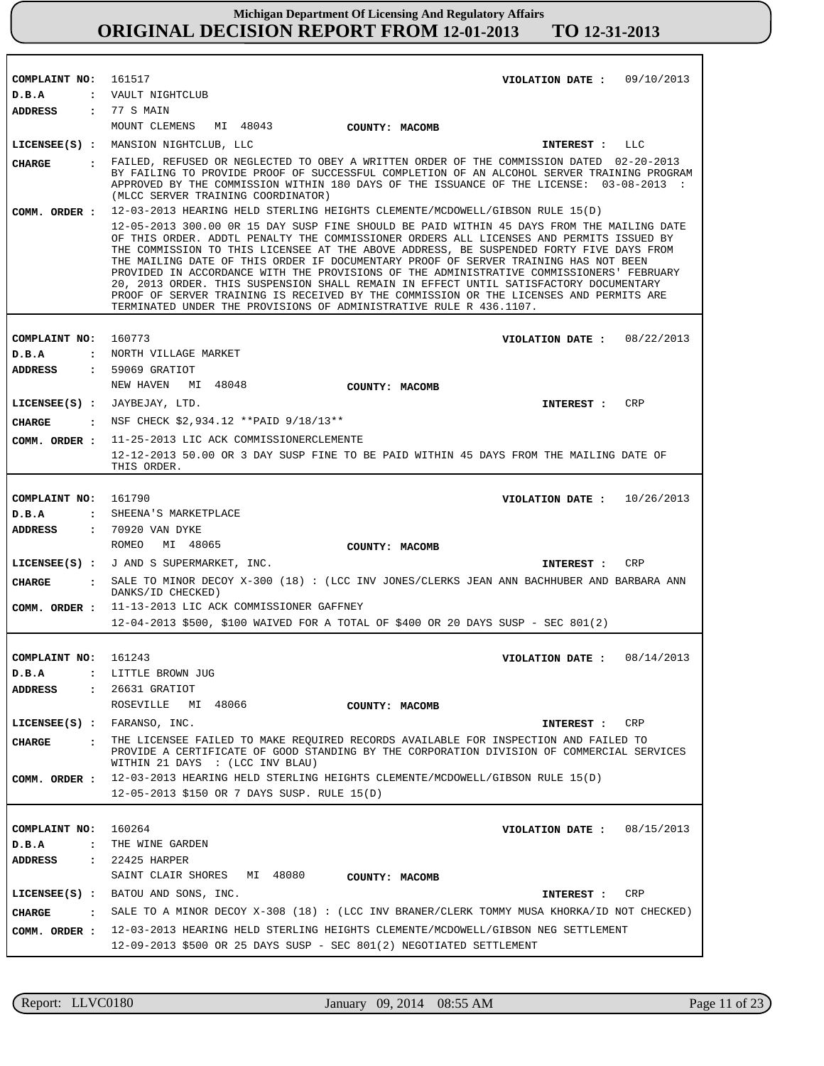# Michigan Department Of Licensing And Regulatory Affairs
## ORIGINAL DECISION REPORT FROM 12-01-2013 TO 12-31-2013

**COMPLAINT NO:** 161517 **VIOLATION DATE :** 09/10/2013
**D.B.A :** VAULT NIGHTCLUB
**ADDRESS :** 77 S MAIN
MOUNT CLEMENS MI 48043 **COUNTY: MACOMB**
**LICENSEE(S) :** MANSION NIGHTCLUB, LLC **INTEREST :** LLC
**CHARGE :** FAILED, REFUSED OR NEGLECTED TO OBEY A WRITTEN ORDER OF THE COMMISSION DATED 02-20-2013 BY FAILING TO PROVIDE PROOF OF SUCCESSFUL COMPLETION OF AN ALCOHOL SERVER TRAINING PROGRAM APPROVED BY THE COMMISSION WITHIN 180 DAYS OF THE ISSUANCE OF THE LICENSE: 03-08-2013 : (MLCC SERVER TRAINING COORDINATOR)
**COMM. ORDER :** 12-03-2013 HEARING HELD STERLING HEIGHTS CLEMENTE/MCDOWELL/GIBSON RULE 15(D)
12-05-2013 300.00 0R 15 DAY SUSP FINE SHOULD BE PAID WITHIN 45 DAYS FROM THE MAILING DATE OF THIS ORDER. ADDTL PENALTY THE COMMISSIONER ORDERS ALL LICENSES AND PERMITS ISSUED BY THE COMMISSION TO THIS LICENSEE AT THE ABOVE ADDRESS, BE SUSPENDED FORTY FIVE DAYS FROM THE MAILING DATE OF THIS ORDER IF DOCUMENTARY PROOF OF SERVER TRAINING HAS NOT BEEN PROVIDED IN ACCORDANCE WITH THE PROVISIONS OF THE ADMINISTRATIVE COMMISSIONERS' FEBRUARY 20, 2013 ORDER. THIS SUSPENSION SHALL REMAIN IN EFFECT UNTIL SATISFACTORY DOCUMENTARY PROOF OF SERVER TRAINING IS RECEIVED BY THE COMMISSION OR THE LICENSES AND PERMITS ARE TERMINATED UNDER THE PROVISIONS OF ADMINISTRATIVE RULE R 436.1107.

---

**COMPLAINT NO:** 160773 **VIOLATION DATE :** 08/22/2013
**D.B.A :** NORTH VILLAGE MARKET
**ADDRESS :** 59069 GRATIOT
NEW HAVEN MI 48048 **COUNTY: MACOMB**
**LICENSEE(S) :** JAYBEJAY, LTD. **INTEREST :** CRP
**CHARGE :** NSF CHECK $2,934.12 **PAID 9/18/13**
**COMM. ORDER :** 11-25-2013 LIC ACK COMMISSIONERCLEMENTE
12-12-2013 50.00 OR 3 DAY SUSP FINE TO BE PAID WITHIN 45 DAYS FROM THE MAILING DATE OF THIS ORDER.

---

**COMPLAINT NO:** 161790 **VIOLATION DATE :** 10/26/2013
**D.B.A :** SHEENA'S MARKETPLACE
**ADDRESS :** 70920 VAN DYKE
ROMEO MI 48065 **COUNTY: MACOMB**
**LICENSEE(S) :** J AND S SUPERMARKET, INC. **INTEREST :** CRP
**CHARGE :** SALE TO MINOR DECOY X-300 (18) : (LCC INV JONES/CLERKS JEAN ANN BACHHUBER AND BARBARA ANN DANKS/ID CHECKED)
**COMM. ORDER :** 11-13-2013 LIC ACK COMMISSIONER GAFFNEY
12-04-2013 $500, $100 WAIVED FOR A TOTAL OF $400 OR 20 DAYS SUSP - SEC 801(2)

---

**COMPLAINT NO:** 161243 **VIOLATION DATE :** 08/14/2013
**D.B.A :** LITTLE BROWN JUG
**ADDRESS :** 26631 GRATIOT
ROSEVILLE MI 48066 **COUNTY: MACOMB**
**LICENSEE(S) :** FARANSO, INC. **INTEREST :** CRP
**CHARGE :** THE LICENSEE FAILED TO MAKE REQUIRED RECORDS AVAILABLE FOR INSPECTION AND FAILED TO PROVIDE A CERTIFICATE OF GOOD STANDING BY THE CORPORATION DIVISION OF COMMERCIAL SERVICES WITHIN 21 DAYS : (LCC INV BLAU)
**COMM. ORDER :** 12-03-2013 HEARING HELD STERLING HEIGHTS CLEMENTE/MCDOWELL/GIBSON RULE 15(D)
12-05-2013 $150 OR 7 DAYS SUSP. RULE 15(D)

---

**COMPLAINT NO:** 160264 **VIOLATION DATE :** 08/15/2013
**D.B.A :** THE WINE GARDEN
**ADDRESS :** 22425 HARPER
SAINT CLAIR SHORES MI 48080 **COUNTY: MACOMB**
**LICENSEE(S) :** BATOU AND SONS, INC. **INTEREST :** CRP
**CHARGE :** SALE TO A MINOR DECOY X-308 (18) : (LCC INV BRANER/CLERK TOMMY MUSA KHORKA/ID NOT CHECKED)
**COMM. ORDER :** 12-03-2013 HEARING HELD STERLING HEIGHTS CLEMENTE/MCDOWELL/GIBSON NEG SETTLEMENT
12-09-2013 $500 OR 25 DAYS SUSP - SEC 801(2) NEGOTIATED SETTLEMENT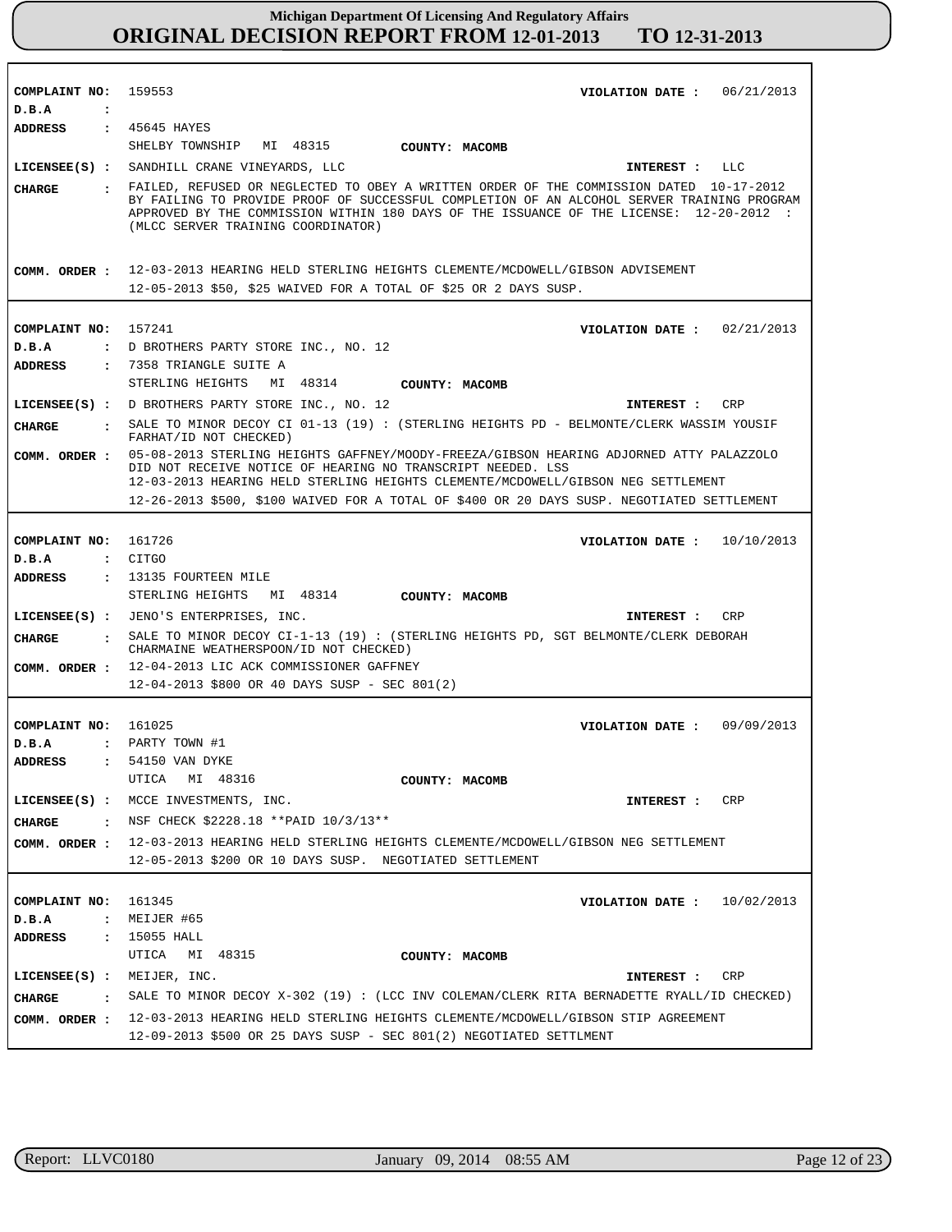# Michigan Department Of Licensing And Regulatory Affairs
## ORIGINAL DECISION REPORT FROM 12-01-2013 TO 12-31-2013

---

**COMPLAINT NO:** 159553  **VIOLATION DATE :** 06/21/2013
**D.B.A :**
**ADDRESS :** 45645 HAYES
SHELBY TOWNSHIP MI 48315 **COUNTY: MACOMB**
**LICENSEE(S) :** SANDHILL CRANE VINEYARDS, LLC **INTEREST :** LLC
**CHARGE :** FAILED, REFUSED OR NEGLECTED TO OBEY A WRITTEN ORDER OF THE COMMISSION DATED 10-17-2012 BY FAILING TO PROVIDE PROOF OF SUCCESSFUL COMPLETION OF AN ALCOHOL SERVER TRAINING PROGRAM APPROVED BY THE COMMISSION WITHIN 180 DAYS OF THE ISSUANCE OF THE LICENSE: 12-20-2012 : (MLCC SERVER TRAINING COORDINATOR)
**COMM. ORDER :** 12-03-2013 HEARING HELD STERLING HEIGHTS CLEMENTE/MCDOWELL/GIBSON ADVISEMENT
12-05-2013 $50, $25 WAIVED FOR A TOTAL OF $25 OR 2 DAYS SUSP.

---

**COMPLAINT NO:** 157241  **VIOLATION DATE :** 02/21/2013
**D.B.A :** D BROTHERS PARTY STORE INC., NO. 12
**ADDRESS :** 7358 TRIANGLE SUITE A
STERLING HEIGHTS MI 48314 **COUNTY: MACOMB**
**LICENSEE(S) :** D BROTHERS PARTY STORE INC., NO. 12 **INTEREST :** CRP
**CHARGE :** SALE TO MINOR DECOY CI 01-13 (19) : (STERLING HEIGHTS PD - BELMONTE/CLERK WASSIM YOUSIF FARHAT/ID NOT CHECKED)
**COMM. ORDER :** 05-08-2013 STERLING HEIGHTS GAFFNEY/MOODY-FREEZA/GIBSON HEARING ADJORNED ATTY PALAZZOLO DID NOT RECEIVE NOTICE OF HEARING NO TRANSCRIPT NEEDED. LSS
12-03-2013 HEARING HELD STERLING HEIGHTS CLEMENTE/MCDOWELL/GIBSON NEG SETTLEMENT
12-26-2013 $500, $100 WAIVED FOR A TOTAL OF $400 OR 20 DAYS SUSP. NEGOTIATED SETTLEMENT

---

**COMPLAINT NO:** 161726  **VIOLATION DATE :** 10/10/2013
**D.B.A :** CITGO
**ADDRESS :** 13135 FOURTEEN MILE
STERLING HEIGHTS MI 48314 **COUNTY: MACOMB**
**LICENSEE(S) :** JENO'S ENTERPRISES, INC. **INTEREST :** CRP
**CHARGE :** SALE TO MINOR DECOY CI-1-13 (19) : (STERLING HEIGHTS PD, SGT BELMONTE/CLERK DEBORAH CHARMAINE WEATHERSPOON/ID NOT CHECKED)
**COMM. ORDER :** 12-04-2013 LIC ACK COMMISSIONER GAFFNEY
12-04-2013 $800 OR 40 DAYS SUSP - SEC 801(2)

---

**COMPLAINT NO:** 161025  **VIOLATION DATE :** 09/09/2013
**D.B.A :** PARTY TOWN #1
**ADDRESS :** 54150 VAN DYKE
UTICA MI 48316 **COUNTY: MACOMB**
**LICENSEE(S) :** MCCE INVESTMENTS, INC. **INTEREST :** CRP
**CHARGE :** NSF CHECK $2228.18 **PAID 10/3/13**
**COMM. ORDER :** 12-03-2013 HEARING HELD STERLING HEIGHTS CLEMENTE/MCDOWELL/GIBSON NEG SETTLEMENT
12-05-2013 $200 OR 10 DAYS SUSP. NEGOTIATED SETTLEMENT

---

**COMPLAINT NO:** 161345  **VIOLATION DATE :** 10/02/2013
**D.B.A :** MEIJER #65
**ADDRESS :** 15055 HALL
UTICA MI 48315 **COUNTY: MACOMB**
**LICENSEE(S) :** MEIJER, INC. **INTEREST :** CRP
**CHARGE :** SALE TO MINOR DECOY X-302 (19) : (LCC INV COLEMAN/CLERK RITA BERNADETTE RYALL/ID CHECKED)
**COMM. ORDER :** 12-03-2013 HEARING HELD STERLING HEIGHTS CLEMENTE/MCDOWELL/GIBSON STIP AGREEMENT
12-09-2013 $500 OR 25 DAYS SUSP - SEC 801(2) NEGOTIATED SETTLMENT

---

Report: LLVC0180 January 09, 2014 08:55 AM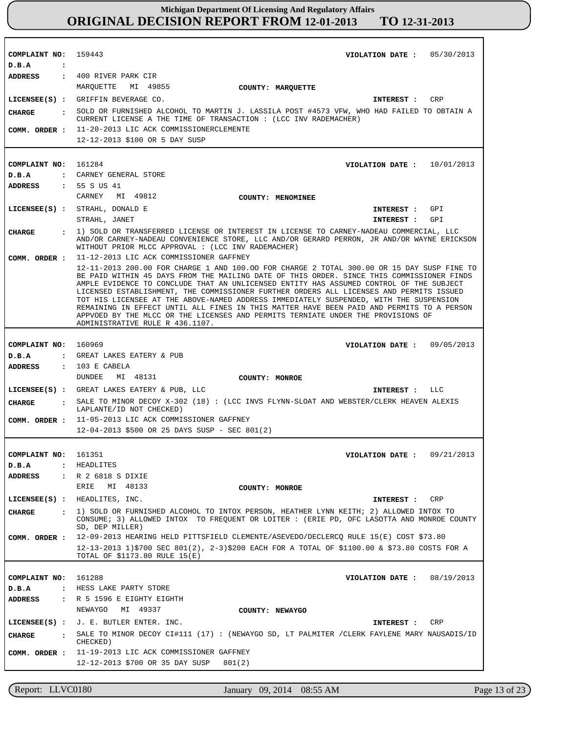# Michigan Department Of Licensing And Regulatory Affairs
## ORIGINAL DECISION REPORT FROM 12-01-2013 TO 12-31-2013

**COMPLAINT NO:** 159443 **VIOLATION DATE :** 05/30/2013
**D.B.A :**
**ADDRESS :** 400 RIVER PARK CIR
MARQUETTE MI 49855 **COUNTY: MARQUETTE**
**LICENSEE(S) :** GRIFFIN BEVERAGE CO. **INTEREST :** CRP
**CHARGE :** SOLD OR FURNISHED ALCOHOL TO MARTIN J. LASSILA POST #4573 VFW, WHO HAD FAILED TO OBTAIN A CURRENT LICENSE A THE TIME OF TRANSACTION : (LCC INV RADEMACHER)
**COMM. ORDER :** 11-20-2013 LIC ACK COMMISSIONERCLEMENTE
12-12-2013 $100 OR 5 DAY SUSP

---

**COMPLAINT NO:** 161284 **VIOLATION DATE :** 10/01/2013
**D.B.A :** CARNEY GENERAL STORE
**ADDRESS :** 55 S US 41
CARNEY MI 49812 **COUNTY: MENOMINEE**
**LICENSEE(S) :** STRAHL, DONALD E **INTEREST :** GPI
STRAHL, JANET **INTEREST :** GPI
**CHARGE :** 1) SOLD OR TRANSFERRED LICENSE OR INTEREST IN LICENSE TO CARNEY-NADEAU COMMERCIAL, LLC AND/OR CARNEY-NADEAU CONVENIENCE STORE, LLC AND/OR GERARD PERRON, JR AND/OR WAYNE ERICKSON WITHOUT PRIOR MLCC APPROVAL : (LCC INV RADEMACHER)
**COMM. ORDER :** 11-12-2013 LIC ACK COMMISSIONER GAFFNEY
12-11-2013 200.00 FOR CHARGE 1 AND 100.OO FOR CHARGE 2 TOTAL 300.00 OR 15 DAY SUSP FINE TO BE PAID WITHIN 45 DAYS FROM THE MAILING DATE OF THIS ORDER. SINCE THIS COMMISSIONER FINDS AMPLE EVIDENCE TO CONCLUDE THAT AN UNLICENSED ENTITY HAS ASSUMED CONTROL OF THE SUBJECT LICENSED ESTABLISHMENT, THE COMMISSIONER FURTHER ORDERS ALL LICENSES AND PERMITS ISSUED TOT HIS LICENSEE AT THE ABOVE-NAMED ADDRESS IMMEDIATELY SUSPENDED, WITH THE SUSPENSION REMAINING IN EFFECT UNTIL ALL FINES IN THIS MATTER HAVE BEEN PAID AND PERMITS TO A PERSON APPVOED BY THE MLCC OR THE LICENSES AND PERMITS TERNIATE UNDER THE PROVISIONS OF ADMINISTRATIVE RULE R 436.1107.

---

**COMPLAINT NO:** 160969 **VIOLATION DATE :** 09/05/2013
**D.B.A :** GREAT LAKES EATERY & PUB
**ADDRESS :** 103 E CABELA
DUNDEE MI 48131 **COUNTY: MONROE**
**LICENSEE(S) :** GREAT LAKES EATERY & PUB, LLC **INTEREST :** LLC
**CHARGE :** SALE TO MINOR DECOY X-302 (18) : (LCC INVS FLYNN-SLOAT AND WEBSTER/CLERK HEAVEN ALEXIS LAPLANTE/ID NOT CHECKED)
**COMM. ORDER :** 11-05-2013 LIC ACK COMMISSIONER GAFFNEY
12-04-2013 $500 OR 25 DAYS SUSP - SEC 801(2)

---

**COMPLAINT NO:** 161351 **VIOLATION DATE :** 09/21/2013
**D.B.A :** HEADLITES
**ADDRESS :** R 2 6818 S DIXIE
ERIE MI 48133 **COUNTY: MONROE**
**LICENSEE(S) :** HEADLITES, INC. **INTEREST :** CRP
**CHARGE :** 1) SOLD OR FURNISHED ALCOHOL TO INTOX PERSON, HEATHER LYNN KEITH; 2) ALLOWED INTOX TO CONSUME; 3) ALLOWED INTOX TO FREQUENT OR LOITER : (ERIE PD, OFC LASOTTA AND MONROE COUNTY SD, DEP MILLER)
**COMM. ORDER :** 12-09-2013 HEARING HELD PITTSFIELD CLEMENTE/ASEVEDO/DECLERCQ RULE 15(E) COST $73.80
12-13-2013 1)$700 SEC 801(2), 2-3)$200 EACH FOR A TOTAL OF $1100.00 & $73.80 COSTS FOR A TOTAL OF $1173.80 RULE 15(E)

---

**COMPLAINT NO:** 161288 **VIOLATION DATE :** 08/19/2013
**D.B.A :** HESS LAKE PARTY STORE
**ADDRESS :** R 5 1596 E EIGHTY EIGHTH
NEWAYGO MI 49337 **COUNTY: NEWAYGO**
**LICENSEE(S) :** J. E. BUTLER ENTER. INC. **INTEREST :** CRP
**CHARGE :** SALE TO MINOR DECOY CI#111 (17) : (NEWAYGO SD, LT PALMITER /CLERK FAYLENE MARY NAUSADIS/ID CHECKED)
**COMM. ORDER :** 11-19-2013 LIC ACK COMMISSIONER GAFFNEY
12-12-2013 $700 OR 35 DAY SUSP 801(2)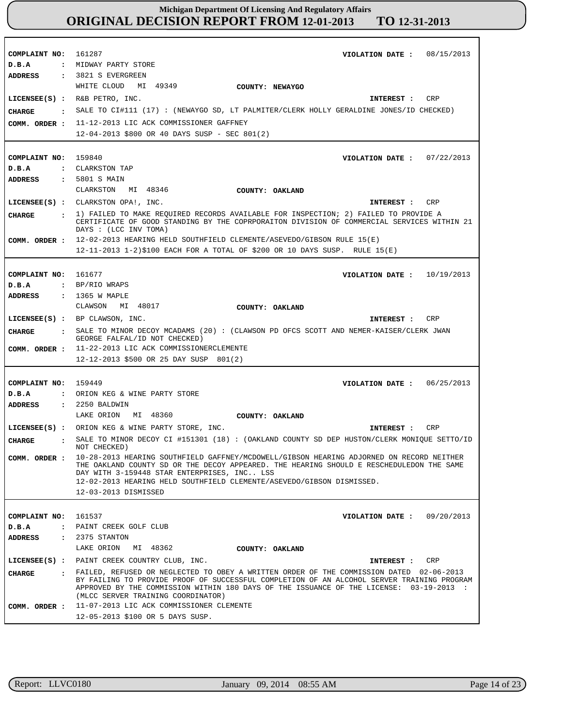# Michigan Department Of Licensing And Regulatory Affairs
## ORIGINAL DECISION REPORT FROM 12-01-2013 TO 12-31-2013

**COMPLAINT NO:** 161287  
**VIOLATION DATE :** 08/15/2013  
**D.B.A :** MIDWAY PARTY STORE  
**ADDRESS :** 3821 S EVERGREEN  
WHITE CLOUD MI 49349  
**COUNTY:** NEWAYGO  
**LICENSEE(S) :** R&B PETRO, INC.  
**INTEREST :** CRP  
**CHARGE :** SALE TO CI#111 (17) : (NEWAYGO SD, LT PALMITER/CLERK HOLLY GERALDINE JONES/ID CHECKED)  
**COMM. ORDER :** 11-12-2013 LIC ACK COMMISSIONER GAFFNEY  
12-04-2013 $800 OR 40 DAYS SUSP - SEC 801(2)

---

**COMPLAINT NO:** 159840  
**VIOLATION DATE :** 07/22/2013  
**D.B.A :** CLARKSTON TAP  
**ADDRESS :** 5801 S MAIN  
CLARKSTON MI 48346  
**COUNTY:** OAKLAND  
**LICENSEE(S) :** CLARKSTON OPA!, INC.  
**INTEREST :** CRP  
**CHARGE :** 1) FAILED TO MAKE REQUIRED RECORDS AVAILABLE FOR INSPECTION; 2) FAILED TO PROVIDE A CERTIFICATE OF GOOD STANDING BY THE COPRPORAITON DIVISION OF COMMERCIAL SERVICES WITHIN 21 DAYS : (LCC INV TOMA)  
**COMM. ORDER :** 12-02-2013 HEARING HELD SOUTHFIELD CLEMENTE/ASEVEDO/GIBSON RULE 15(E)  
12-11-2013 1-2)$100 EACH FOR A TOTAL OF $200 OR 10 DAYS SUSP. RULE 15(E)

---

**COMPLAINT NO:** 161677  
**VIOLATION DATE :** 10/19/2013  
**D.B.A :** BP/RIO WRAPS  
**ADDRESS :** 1365 W MAPLE  
CLAWSON MI 48017  
**COUNTY:** OAKLAND  
**LICENSEE(S) :** BP CLAWSON, INC.  
**INTEREST :** CRP  
**CHARGE :** SALE TO MINOR DECOY MCADAMS (20) : (CLAWSON PD OFCS SCOTT AND NEMER-KAISER/CLERK JWAN GEORGE FALFAL/ID NOT CHECKED)  
**COMM. ORDER :** 11-22-2013 LIC ACK COMMISSIONERCLEMENTE  
12-12-2013 $500 OR 25 DAY SUSP 801(2)

---

**COMPLAINT NO:** 159449  
**VIOLATION DATE :** 06/25/2013  
**D.B.A :** ORION KEG & WINE PARTY STORE  
**ADDRESS :** 2250 BALDWIN  
LAKE ORION MI 48360  
**COUNTY:** OAKLAND  
**LICENSEE(S) :** ORION KEG & WINE PARTY STORE, INC.  
**INTEREST :** CRP  
**CHARGE :** SALE TO MINOR DECOY CI #151301 (18) : (OAKLAND COUNTY SD DEP HUSTON/CLERK MONIQUE SETTO/ID NOT CHECKED)  
**COMM. ORDER :** 10-28-2013 HEARING SOUTHFIELD GAFFNEY/MCDOWELL/GIBSON HEARING ADJORNED ON RECORD NEITHER THE OAKLAND COUNTY SD OR THE DECOY APPEARED. THE HEARING SHOULD E RESCHEDULEDON THE SAME DAY WITH 3-159448 STAR ENTERPRISES, INC.. LSS  
12-02-2013 HEARING HELD SOUTHFIELD CLEMENTE/ASEVEDO/GIBSON DISMISSED.  
12-03-2013 DISMISSED

---

**COMPLAINT NO:** 161537  
**VIOLATION DATE :** 09/20/2013  
**D.B.A :** PAINT CREEK GOLF CLUB  
**ADDRESS :** 2375 STANTON  
LAKE ORION MI 48362  
**COUNTY:** OAKLAND  
**LICENSEE(S) :** PAINT CREEK COUNTRY CLUB, INC.  
**INTEREST :** CRP  
**CHARGE :** FAILED, REFUSED OR NEGLECTED TO OBEY A WRITTEN ORDER OF THE COMMISSION DATED 02-06-2013 BY FAILING TO PROVIDE PROOF OF SUCCESSFUL COMPLETION OF AN ALCOHOL SERVER TRAINING PROGRAM APPROVED BY THE COMMISSION WITHIN 180 DAYS OF THE ISSUANCE OF THE LICENSE: 03-19-2013 : (MLCC SERVER TRAINING COORDINATOR)  
**COMM. ORDER :** 11-07-2013 LIC ACK COMMISSIONER CLEMENTE  
12-05-2013 $100 OR 5 DAYS SUSP.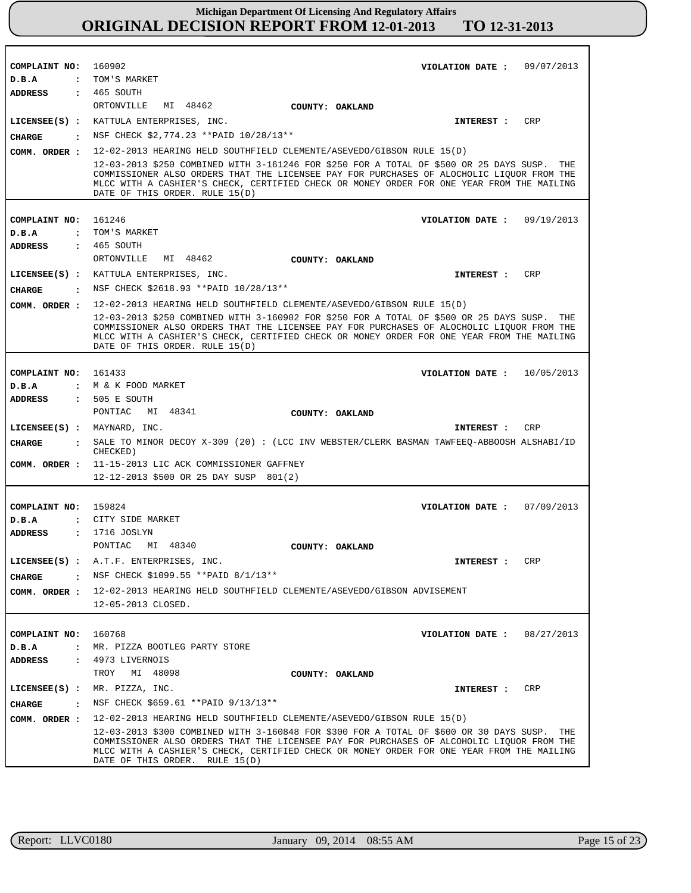**Michigan Department Of Licensing And Regulatory Affairs**
# ORIGINAL DECISION REPORT FROM 12-01-2013 TO 12-31-2013

---

**COMPLAINT NO:** 160902 **VIOLATION DATE :** 09/07/2013
**D.B.A :** TOM'S MARKET
**ADDRESS :** 465 SOUTH
ORTONVILLE MI 48462 **COUNTY: OAKLAND**
**LICENSEE(S) :** KATTULA ENTERPRISES, INC. **INTEREST :** CRP
**CHARGE :** NSF CHECK $2,774.23 **PAID 10/28/13**
**COMM. ORDER :** 12-02-2013 HEARING HELD SOUTHFIELD CLEMENTE/ASEVEDO/GIBSON RULE 15(D)
12-03-2013 $250 COMBINED WITH 3-161246 FOR $250 FOR A TOTAL OF $500 OR 25 DAYS SUSP. THE COMMISSIONER ALSO ORDERS THAT THE LICENSEE PAY FOR PURCHASES OF ALOCHOLIC LIQUOR FROM THE MLCC WITH A CASHIER'S CHECK, CERTIFIED CHECK OR MONEY ORDER FOR ONE YEAR FROM THE MAILING DATE OF THIS ORDER. RULE 15(D)

---

**COMPLAINT NO:** 161246 **VIOLATION DATE :** 09/19/2013
**D.B.A :** TOM'S MARKET
**ADDRESS :** 465 SOUTH
ORTONVILLE MI 48462 **COUNTY: OAKLAND**
**LICENSEE(S) :** KATTULA ENTERPRISES, INC. **INTEREST :** CRP
**CHARGE :** NSF CHECK $2618.93 **PAID 10/28/13**
**COMM. ORDER :** 12-02-2013 HEARING HELD SOUTHFIELD CLEMENTE/ASEVEDO/GIBSON RULE 15(D)
12-03-2013 $250 COMBINED WITH 3-160902 FOR $250 FOR A TOTAL OF $500 OR 25 DAYS SUSP. THE COMMISSIONER ALSO ORDERS THAT THE LICENSEE PAY FOR PURCHASES OF ALOCHOLIC LIQUOR FROM THE MLCC WITH A CASHIER'S CHECK, CERTIFIED CHECK OR MONEY ORDER FOR ONE YEAR FROM THE MAILING DATE OF THIS ORDER. RULE 15(D)

---

**COMPLAINT NO:** 161433 **VIOLATION DATE :** 10/05/2013
**D.B.A :** M & K FOOD MARKET
**ADDRESS :** 505 E SOUTH
PONTIAC MI 48341 **COUNTY: OAKLAND**
**LICENSEE(S) :** MAYNARD, INC. **INTEREST :** CRP
**CHARGE :** SALE TO MINOR DECOY X-309 (20) : (LCC INV WEBSTER/CLERK BASMAN TAWFEEQ-ABBOOSH ALSHABI/ID CHECKED)
**COMM. ORDER :** 11-15-2013 LIC ACK COMMISSIONER GAFFNEY
12-12-2013 $500 OR 25 DAY SUSP 801(2)

---

**COMPLAINT NO:** 159824 **VIOLATION DATE :** 07/09/2013
**D.B.A :** CITY SIDE MARKET
**ADDRESS :** 1716 JOSLYN
PONTIAC MI 48340 **COUNTY: OAKLAND**
**LICENSEE(S) :** A.T.F. ENTERPRISES, INC. **INTEREST :** CRP
**CHARGE :** NSF CHECK $1099.55 **PAID 8/1/13**
**COMM. ORDER :** 12-02-2013 HEARING HELD SOUTHFIELD CLEMENTE/ASEVEDO/GIBSON ADVISEMENT
12-05-2013 CLOSED.

---

**COMPLAINT NO:** 160768 **VIOLATION DATE :** 08/27/2013
**D.B.A :** MR. PIZZA BOOTLEG PARTY STORE
**ADDRESS :** 4973 LIVERNOIS
TROY MI 48098 **COUNTY: OAKLAND**
**LICENSEE(S) :** MR. PIZZA, INC. **INTEREST :** CRP
**CHARGE :** NSF CHECK $659.61 **PAID 9/13/13**
**COMM. ORDER :** 12-02-2013 HEARING HELD SOUTHFIELD CLEMENTE/ASEVEDO/GIBSON RULE 15(D)
12-03-2013 $300 COMBINED WITH 3-160848 FOR $300 FOR A TOTAL OF $600 OR 30 DAYS SUSP. THE COMMISSIONER ALSO ORDERS THAT THE LICENSEE PAY FOR PURCHASES OF ALCOHOLIC LIQUOR FROM THE MLCC WITH A CASHIER'S CHECK, CERTIFIED CHECK OR MONEY ORDER FOR ONE YEAR FROM THE MAILING DATE OF THIS ORDER. RULE 15(D)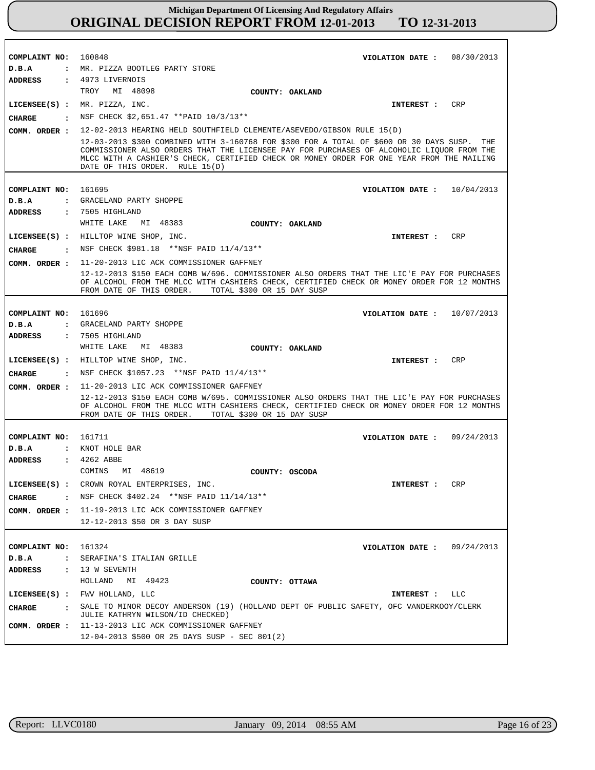# Michigan Department Of Licensing And Regulatory Affairs
# ORIGINAL DECISION REPORT FROM 12-01-2013 TO 12-31-2013

**COMPLAINT NO:** 160848 **VIOLATION DATE :** 08/30/2013
**D.B.A :** MR. PIZZA BOOTLEG PARTY STORE
**ADDRESS :** 4973 LIVERNOIS
TROY MI 48098 **COUNTY: OAKLAND**
**LICENSEE(S) :** MR. PIZZA, INC. **INTEREST :** CRP
**CHARGE :** NSF CHECK $2,651.47 **PAID 10/3/13**
**COMM. ORDER :** 12-02-2013 HEARING HELD SOUTHFIELD CLEMENTE/ASEVEDO/GIBSON RULE 15(D)
12-03-2013 $300 COMBINED WITH 3-160768 FOR $300 FOR A TOTAL OF $600 OR 30 DAYS SUSP. THE COMMISSIONER ALSO ORDERS THAT THE LICENSEE PAY FOR PURCHASES OF ALCOHOLIC LIQUOR FROM THE MLCC WITH A CASHIER'S CHECK, CERTIFIED CHECK OR MONEY ORDER FOR ONE YEAR FROM THE MAILING DATE OF THIS ORDER. RULE 15(D)

---

**COMPLAINT NO:** 161695 **VIOLATION DATE :** 10/04/2013
**D.B.A :** GRACELAND PARTY SHOPPE
**ADDRESS :** 7505 HIGHLAND
WHITE LAKE MI 48383 **COUNTY: OAKLAND**
**LICENSEE(S) :** HILLTOP WINE SHOP, INC. **INTEREST :** CRP
**CHARGE :** NSF CHECK $981.18 **NSF PAID 11/4/13**
**COMM. ORDER :** 11-20-2013 LIC ACK COMMISSIONER GAFFNEY
12-12-2013 $150 EACH COMB W/696. COMMISSIONER ALSO ORDERS THAT THE LIC'E PAY FOR PURCHASES OF ALCOHOL FROM THE MLCC WITH CASHIERS CHECK, CERTIFIED CHECK OR MONEY ORDER FOR 12 MONTHS FROM DATE OF THIS ORDER. TOTAL $300 OR 15 DAY SUSP

---

**COMPLAINT NO:** 161696 **VIOLATION DATE :** 10/07/2013
**D.B.A :** GRACELAND PARTY SHOPPE
**ADDRESS :** 7505 HIGHLAND
WHITE LAKE MI 48383 **COUNTY: OAKLAND**
**LICENSEE(S) :** HILLTOP WINE SHOP, INC. **INTEREST :** CRP
**CHARGE :** NSF CHECK $1057.23 **NSF PAID 11/4/13**
**COMM. ORDER :** 11-20-2013 LIC ACK COMMISSIONER GAFFNEY
12-12-2013 $150 EACH COMB W/695. COMMISSIONER ALSO ORDERS THAT THE LIC'E PAY FOR PURCHASES OF ALCOHOL FROM THE MLCC WITH CASHIERS CHECK, CERTIFIED CHECK OR MONEY ORDER FOR 12 MONTHS FROM DATE OF THIS ORDER. TOTAL $300 OR 15 DAY SUSP

---

**COMPLAINT NO:** 161711 **VIOLATION DATE :** 09/24/2013
**D.B.A :** KNOT HOLE BAR
**ADDRESS :** 4262 ABBE
COMINS MI 48619 **COUNTY: OSCODA**
**LICENSEE(S) :** CROWN ROYAL ENTERPRISES, INC. **INTEREST :** CRP
**CHARGE :** NSF CHECK $402.24 **NSF PAID 11/14/13**
**COMM. ORDER :** 11-19-2013 LIC ACK COMMISSIONER GAFFNEY
12-12-2013 $50 OR 3 DAY SUSP

---

**COMPLAINT NO:** 161324 **VIOLATION DATE :** 09/24/2013
**D.B.A :** SERAFINA'S ITALIAN GRILLE
**ADDRESS :** 13 W SEVENTH
HOLLAND MI 49423 **COUNTY: OTTAWA**
**LICENSEE(S) :** FWV HOLLAND, LLC **INTEREST :** LLC
**CHARGE :** SALE TO MINOR DECOY ANDERSON (19) (HOLLAND DEPT OF PUBLIC SAFETY, OFC VANDERKOOY/CLERK JULIE KATHRYN WILSON/ID CHECKED)
**COMM. ORDER :** 11-13-2013 LIC ACK COMMISSIONER GAFFNEY
12-04-2013 $500 OR 25 DAYS SUSP - SEC 801(2)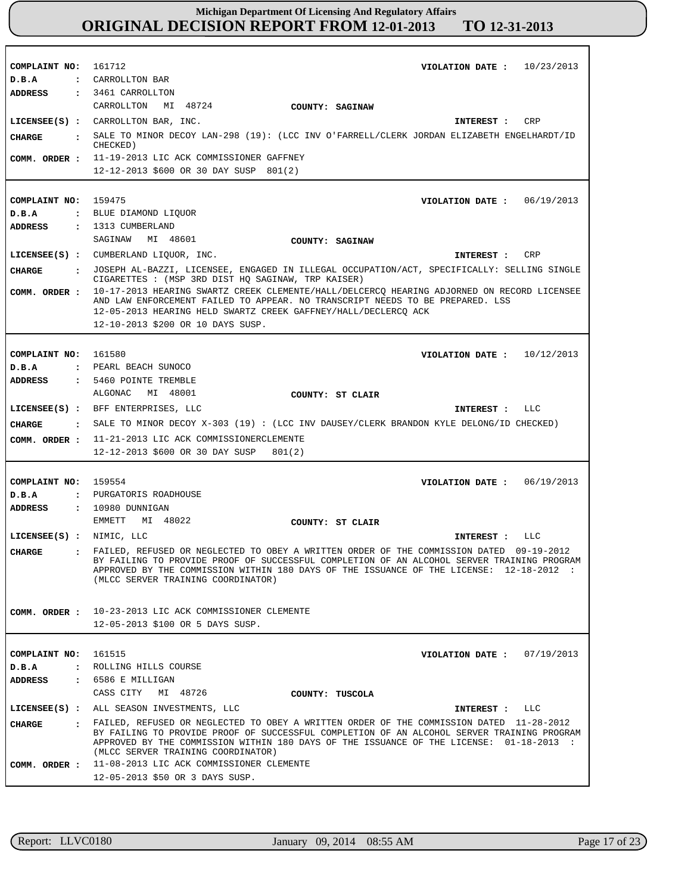# Michigan Department Of Licensing And Regulatory Affairs
# ORIGINAL DECISION REPORT FROM 12-01-2013 TO 12-31-2013

**COMPLAINT NO:** 161712 **VIOLATION DATE :** 10/23/2013
**D.B.A :** CARROLLTON BAR
**ADDRESS :** 3461 CARROLLTON
CARROLLTON MI 48724 **COUNTY: SAGINAW**
**LICENSEE(S) :** CARROLLTON BAR, INC. **INTEREST :** CRP
**CHARGE :** SALE TO MINOR DECOY LAN-298 (19): (LCC INV O'FARRELL/CLERK JORDAN ELIZABETH ENGELHARDT/ID CHECKED)
**COMM. ORDER :** 11-19-2013 LIC ACK COMMISSIONER GAFFNEY
12-12-2013 $600 OR 30 DAY SUSP 801(2)

---

**COMPLAINT NO:** 159475 **VIOLATION DATE :** 06/19/2013
**D.B.A :** BLUE DIAMOND LIQUOR
**ADDRESS :** 1313 CUMBERLAND
SAGINAW MI 48601 **COUNTY: SAGINAW**
**LICENSEE(S) :** CUMBERLAND LIQUOR, INC. **INTEREST :** CRP
**CHARGE :** JOSEPH AL-BAZZI, LICENSEE, ENGAGED IN ILLEGAL OCCUPATION/ACT, SPECIFICALLY: SELLING SINGLE CIGARETTES : (MSP 3RD DIST HQ SAGINAW, TRP KAISER)
**COMM. ORDER :** 10-17-2013 HEARING SWARTZ CREEK CLEMENTE/HALL/DELCERCQ HEARING ADJORNED ON RECORD LICENSEE AND LAW ENFORCEMENT FAILED TO APPEAR. NO TRANSCRIPT NEEDS TO BE PREPARED. LSS
12-05-2013 HEARING HELD SWARTZ CREEK GAFFNEY/HALL/DECLERCQ ACK
12-10-2013 $200 OR 10 DAYS SUSP.

---

**COMPLAINT NO:** 161580 **VIOLATION DATE :** 10/12/2013
**D.B.A :** PEARL BEACH SUNOCO
**ADDRESS :** 5460 POINTE TREMBLE
ALGONAC MI 48001 **COUNTY: ST CLAIR**
**LICENSEE(S) :** BFF ENTERPRISES, LLC **INTEREST :** LLC
**CHARGE :** SALE TO MINOR DECOY X-303 (19) : (LCC INV DAUSEY/CLERK BRANDON KYLE DELONG/ID CHECKED)
**COMM. ORDER :** 11-21-2013 LIC ACK COMMISSIONERCLEMENTE
12-12-2013 $600 OR 30 DAY SUSP 801(2)

---

**COMPLAINT NO:** 159554 **VIOLATION DATE :** 06/19/2013
**D.B.A :** PURGATORIS ROADHOUSE
**ADDRESS :** 10980 DUNNIGAN
EMMETT MI 48022 **COUNTY: ST CLAIR**
**LICENSEE(S) :** NIMIC, LLC **INTEREST :** LLC
**CHARGE :** FAILED, REFUSED OR NEGLECTED TO OBEY A WRITTEN ORDER OF THE COMMISSION DATED 09-19-2012 BY FAILING TO PROVIDE PROOF OF SUCCESSFUL COMPLETION OF AN ALCOHOL SERVER TRAINING PROGRAM APPROVED BY THE COMMISSION WITHIN 180 DAYS OF THE ISSUANCE OF THE LICENSE: 12-18-2012 : (MLCC SERVER TRAINING COORDINATOR)
**COMM. ORDER :** 10-23-2013 LIC ACK COMMISSIONER CLEMENTE
12-05-2013 $100 OR 5 DAYS SUSP.

---

**COMPLAINT NO:** 161515 **VIOLATION DATE :** 07/19/2013
**D.B.A :** ROLLING HILLS COURSE
**ADDRESS :** 6586 E MILLIGAN
CASS CITY MI 48726 **COUNTY: TUSCOLA**
**LICENSEE(S) :** ALL SEASON INVESTMENTS, LLC **INTEREST :** LLC
**CHARGE :** FAILED, REFUSED OR NEGLECTED TO OBEY A WRITTEN ORDER OF THE COMMISSION DATED 11-28-2012 BY FAILING TO PROVIDE PROOF OF SUCCESSFUL COMPLETION OF AN ALCOHOL SERVER TRAINING PROGRAM APPROVED BY THE COMMISSION WITHIN 180 DAYS OF THE ISSUANCE OF THE LICENSE: 01-18-2013 : (MLCC SERVER TRAINING COORDINATOR)
**COMM. ORDER :** 11-08-2013 LIC ACK COMMISSIONER CLEMENTE
12-05-2013 $50 OR 3 DAYS SUSP.

Report: LLVC0180 January 09, 2014 08:55 AM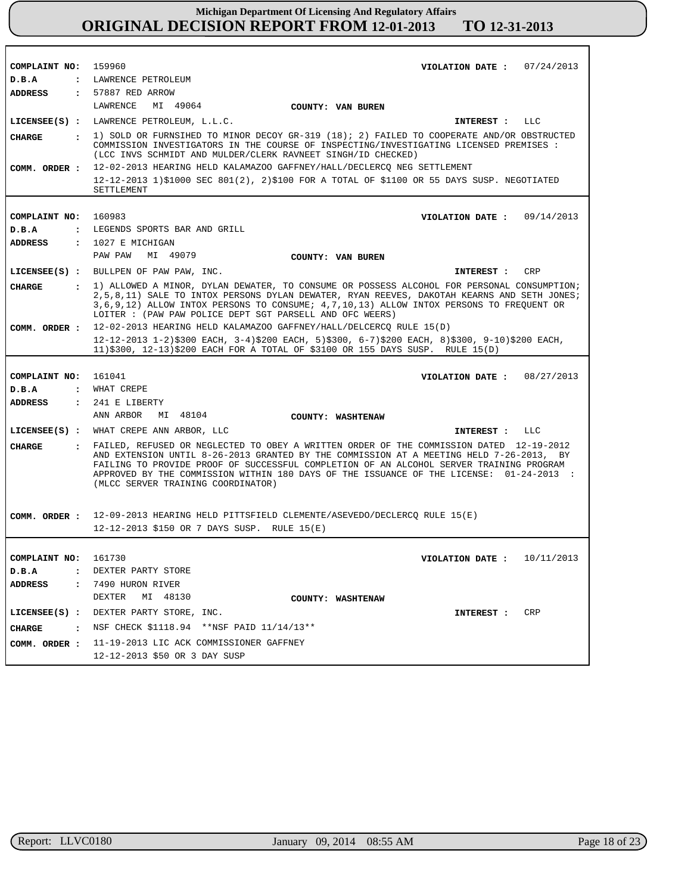**Michigan Department Of Licensing And Regulatory Affairs**
# ORIGINAL DECISION REPORT FROM 12-01-2013 TO 12-31-2013

| | |
|---|---|
| **COMPLAINT NO:** | 159960 |
| **VIOLATION DATE :** | 07/24/2013 |
| **D.B.A :** | LAWRENCE PETROLEUM |
| **ADDRESS :** | 57887 RED ARROW, LAWRENCE MI 49064 |
| **COUNTY:** | VAN BUREN |
| **LICENSEE(S) :** | LAWRENCE PETROLEUM, L.L.C. |
| **INTEREST :** | LLC |
| **CHARGE :** | 1) SOLD OR FURNSIHED TO MINOR DECOY GR-319 (18); 2) FAILED TO COOPERATE AND/OR OBSTRUCTED COMMISSION INVESTIGATORS IN THE COURSE OF INSPECTING/INVESTIGATING LICENSED PREMISES : (LCC INVS SCHMIDT AND MULDER/CLERK RAVNEET SINGH/ID CHECKED) |
| **COMM. ORDER :** | 12-02-2013 HEARING HELD KALAMAZOO GAFFNEY/HALL/DECLERCQ NEG SETTLEMENT<br>12-12-2013 1)$1000 SEC 801(2), 2)$100 FOR A TOTAL OF $1100 OR 55 DAYS SUSP. NEGOTIATED SETTLEMENT |

| | |
|---|---|
| **COMPLAINT NO:** | 160983 |
| **VIOLATION DATE :** | 09/14/2013 |
| **D.B.A :** | LEGENDS SPORTS BAR AND GRILL |
| **ADDRESS :** | 1027 E MICHIGAN, PAW PAW MI 49079 |
| **COUNTY:** | VAN BUREN |
| **LICENSEE(S) :** | BULLPEN OF PAW PAW, INC. |
| **INTEREST :** | CRP |
| **CHARGE :** | 1) ALLOWED A MINOR, DYLAN DEWATER, TO CONSUME OR POSSESS ALCOHOL FOR PERSONAL CONSUMPTION; 2,5,8,11) SALE TO INTOX PERSONS DYLAN DEWATER, RYAN REEVES, DAKOTAH KEARNS AND SETH JONES; 3,6,9,12) ALLOW INTOX PERSONS TO CONSUME; 4,7,10,13) ALLOW INTOX PERSONS TO FREQUENT OR LOITER : (PAW PAW POLICE DEPT SGT PARSELL AND OFC WEERS) |
| **COMM. ORDER :** | 12-02-2013 HEARING HELD KALAMAZOO GAFFNEY/HALL/DELCERCQ RULE 15(D)<br>12-12-2013 1-2)$300 EACH, 3-4)$200 EACH, 5)$300, 6-7)$200 EACH, 8)$300, 9-10)$200 EACH, 11)$300, 12-13)$200 EACH FOR A TOTAL OF $3100 OR 155 DAYS SUSP. RULE 15(D) |

| | |
|---|---|
| **COMPLAINT NO:** | 161041 |
| **VIOLATION DATE :** | 08/27/2013 |
| **D.B.A :** | WHAT CREPE |
| **ADDRESS :** | 241 E LIBERTY, ANN ARBOR MI 48104 |
| **COUNTY:** | WASHTENAW |
| **LICENSEE(S) :** | WHAT CREPE ANN ARBOR, LLC |
| **INTEREST :** | LLC |
| **CHARGE :** | FAILED, REFUSED OR NEGLECTED TO OBEY A WRITTEN ORDER OF THE COMMISSION DATED 12-19-2012 AND EXTENSION UNTIL 8-26-2013 GRANTED BY THE COMMISSION AT A MEETING HELD 7-26-2013, BY FAILING TO PROVIDE PROOF OF SUCCESSFUL COMPLETION OF AN ALCOHOL SERVER TRAINING PROGRAM APPROVED BY THE COMMISSION WITHIN 180 DAYS OF THE ISSUANCE OF THE LICENSE: 01-24-2013 : (MLCC SERVER TRAINING COORDINATOR) |
| **COMM. ORDER :** | 12-09-2013 HEARING HELD PITTSFIELD CLEMENTE/ASEVEDO/DECLERCQ RULE 15(E)<br>12-12-2013 $150 OR 7 DAYS SUSP. RULE 15(E) |

| | |
|---|---|
| **COMPLAINT NO:** | 161730 |
| **VIOLATION DATE :** | 10/11/2013 |
| **D.B.A :** | DEXTER PARTY STORE |
| **ADDRESS :** | 7490 HURON RIVER, DEXTER MI 48130 |
| **COUNTY:** | WASHTENAW |
| **LICENSEE(S) :** | DEXTER PARTY STORE, INC. |
| **INTEREST :** | CRP |
| **CHARGE :** | NSF CHECK $1118.94 **NSF PAID 11/14/13** |
| **COMM. ORDER :** | 11-19-2013 LIC ACK COMMISSIONER GAFFNEY<br>12-12-2013 $50 OR 3 DAY SUSP |

Report: LLVC0180 January 09, 2014 08:55 AM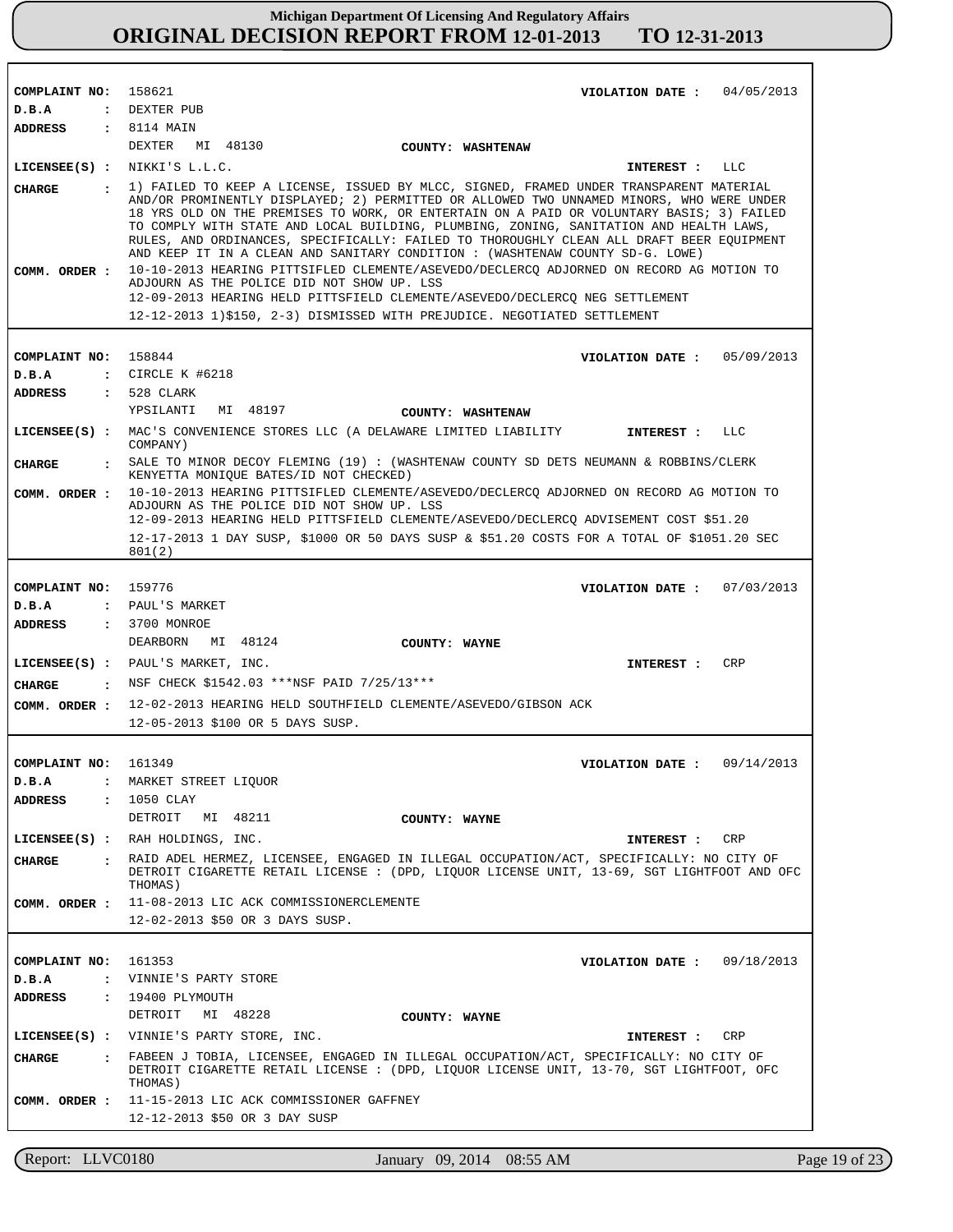**Michigan Department Of Licensing And Regulatory Affairs**
# ORIGINAL DECISION REPORT FROM 12-01-2013 TO 12-31-2013

---

**COMPLAINT NO:** 158621 **VIOLATION DATE :** 04/05/2013
**D.B.A :** DEXTER PUB
**ADDRESS :** 8114 MAIN
DEXTER MI 48130 **COUNTY: WASHTENAW**
**LICENSEE(S) :** NIKKI'S L.L.C. **INTEREST :** LLC
**CHARGE :** 1) FAILED TO KEEP A LICENSE, ISSUED BY MLCC, SIGNED, FRAMED UNDER TRANSPARENT MATERIAL AND/OR PROMINENTLY DISPLAYED; 2) PERMITTED OR ALLOWED TWO UNNAMED MINORS, WHO WERE UNDER 18 YRS OLD ON THE PREMISES TO WORK, OR ENTERTAIN ON A PAID OR VOLUNTARY BASIS; 3) FAILED TO COMPLY WITH STATE AND LOCAL BUILDING, PLUMBING, ZONING, SANITATION AND HEALTH LAWS, RULES, AND ORDINANCES, SPECIFICALLY: FAILED TO THOROUGHLY CLEAN ALL DRAFT BEER EQUIPMENT AND KEEP IT IN A CLEAN AND SANITARY CONDITION : (WASHTENAW COUNTY SD-G. LOWE)
**COMM. ORDER :** 10-10-2013 HEARING PITTSIFLED CLEMENTE/ASEVEDO/DECLERCQ ADJOURNED ON RECORD AG MOTION TO ADJOURN AS THE POLICE DID NOT SHOW UP. LSS
12-09-2013 HEARING HELD PITTSFIELD CLEMENTE/ASEVEDO/DECLERCQ NEG SETTLEMENT
12-12-2013 1)$150, 2-3) DISMISSED WITH PREJUDICE. NEGOTIATED SETTLEMENT

---

**COMPLAINT NO:** 158844 **VIOLATION DATE :** 05/09/2013
**D.B.A :** CIRCLE K #6218
**ADDRESS :** 528 CLARK
YPSILANTI MI 48197 **COUNTY: WASHTENAW**
**LICENSEE(S) :** MAC'S CONVENIENCE STORES LLC (A DELAWARE LIMITED LIABILITY COMPANY) **INTEREST :** LLC
**CHARGE :** SALE TO MINOR DECOY FLEMING (19) : (WASHTENAW COUNTY SD DETS NEUMANN & ROBBINS/CLERK KENYETTA MONIQUE BATES/ID NOT CHECKED)
**COMM. ORDER :** 10-10-2013 HEARING PITTSIFLED CLEMENTE/ASEVEDO/DECLERCQ ADJOURNED ON RECORD AG MOTION TO ADJOURN AS THE POLICE DID NOT SHOW UP. LSS
12-09-2013 HEARING HELD PITTSFIELD CLEMENTE/ASEVEDO/DECLERCQ ADVISEMENT COST $51.20
12-17-2013 1 DAY SUSP, $1000 OR 50 DAYS SUSP & $51.20 COSTS FOR A TOTAL OF $1051.20 SEC 801(2)

---

**COMPLAINT NO:** 159776 **VIOLATION DATE :** 07/03/2013
**D.B.A :** PAUL'S MARKET
**ADDRESS :** 3700 MONROE
DEARBORN MI 48124 **COUNTY: WAYNE**
**LICENSEE(S) :** PAUL'S MARKET, INC. **INTEREST :** CRP
**CHARGE :** NSF CHECK $1542.03 ***NSF PAID 7/25/13***
**COMM. ORDER :** 12-02-2013 HEARING HELD SOUTHFIELD CLEMENTE/ASEVEDO/GIBSON ACK
12-05-2013 $100 OR 5 DAYS SUSP.

---

**COMPLAINT NO:** 161349 **VIOLATION DATE :** 09/14/2013
**D.B.A :** MARKET STREET LIQUOR
**ADDRESS :** 1050 CLAY
DETROIT MI 48211 **COUNTY: WAYNE**
**LICENSEE(S) :** RAH HOLDINGS, INC. **INTEREST :** CRP
**CHARGE :** RAID ADEL HERMEZ, LICENSEE, ENGAGED IN ILLEGAL OCCUPATION/ACT, SPECIFICALLY: NO CITY OF DETROIT CIGARETTE RETAIL LICENSE : (DPD, LIQUOR LICENSE UNIT, 13-69, SGT LIGHTFOOT AND OFC THOMAS)
**COMM. ORDER :** 11-08-2013 LIC ACK COMMISSIONERCLEMENTE
12-02-2013 $50 OR 3 DAYS SUSP.

---

**COMPLAINT NO:** 161353 **VIOLATION DATE :** 09/18/2013
**D.B.A :** VINNIE'S PARTY STORE
**ADDRESS :** 19400 PLYMOUTH
DETROIT MI 48228 **COUNTY: WAYNE**
**LICENSEE(S) :** VINNIE'S PARTY STORE, INC. **INTEREST :** CRP
**CHARGE :** FABEEN J TOBIA, LICENSEE, ENGAGED IN ILLEGAL OCCUPATION/ACT, SPECIFICALLY: NO CITY OF DETROIT CIGARETTE RETAIL LICENSE : (DPD, LIQUOR LICENSE UNIT, 13-70, SGT LIGHTFOOT, OFC THOMAS)
**COMM. ORDER :** 11-15-2013 LIC ACK COMMISSIONER GAFFNEY
12-12-2013 $50 OR 3 DAY SUSP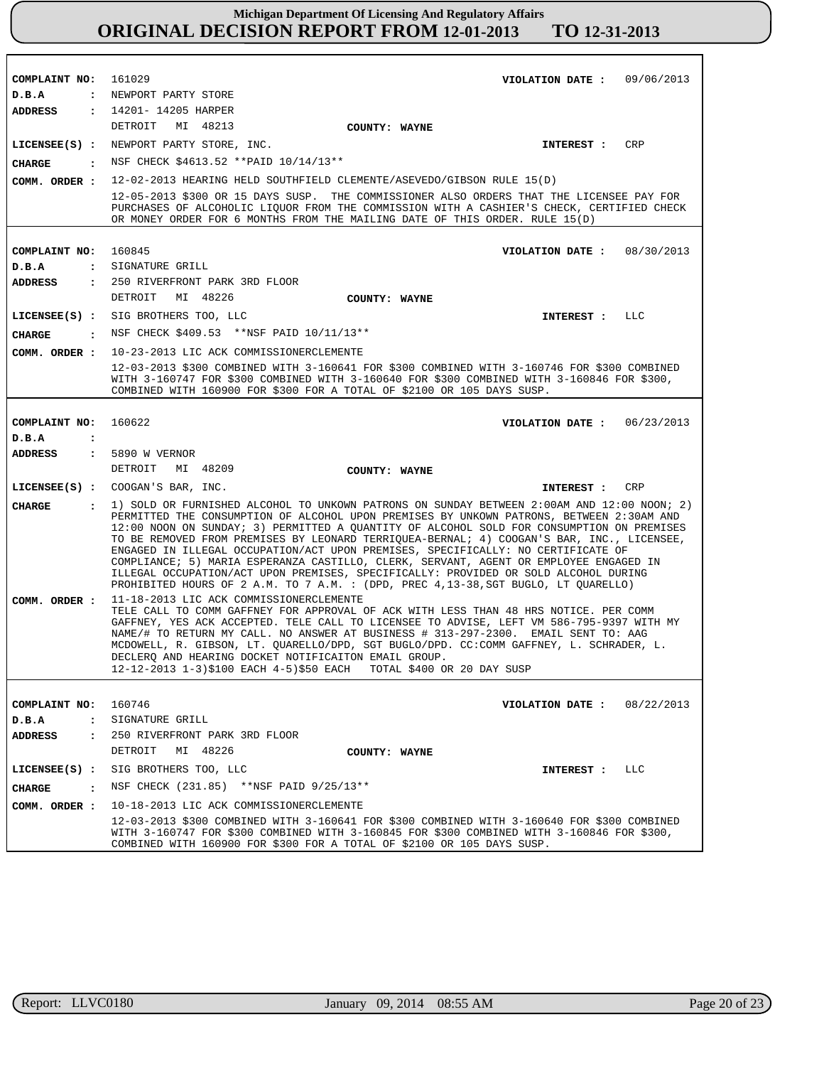# Michigan Department Of Licensing And Regulatory Affairs
## ORIGINAL DECISION REPORT FROM 12-01-2013 TO 12-31-2013

**COMPLAINT NO:** 161029 **VIOLATION DATE :** 09/06/2013
**D.B.A :** NEWPORT PARTY STORE
**ADDRESS :** 14201- 14205 HARPER
DETROIT MI 48213 **COUNTY: WAYNE**
**LICENSEE(S) :** NEWPORT PARTY STORE, INC. **INTEREST :** CRP
**CHARGE :** NSF CHECK $4613.52 **PAID 10/14/13**
**COMM. ORDER :** 12-02-2013 HEARING HELD SOUTHFIELD CLEMENTE/ASEVEDO/GIBSON RULE 15(D)
12-05-2013 $300 OR 15 DAYS SUSP. THE COMMISSIONER ALSO ORDERS THAT THE LICENSEE PAY FOR PURCHASES OF ALCOHOLIC LIQUOR FROM THE COMMISSION WITH A CASHIER'S CHECK, CERTIFIED CHECK OR MONEY ORDER FOR 6 MONTHS FROM THE MAILING DATE OF THIS ORDER. RULE 15(D)

---

**COMPLAINT NO:** 160845 **VIOLATION DATE :** 08/30/2013
**D.B.A :** SIGNATURE GRILL
**ADDRESS :** 250 RIVERFRONT PARK 3RD FLOOR
DETROIT MI 48226 **COUNTY: WAYNE**
**LICENSEE(S) :** SIG BROTHERS TOO, LLC **INTEREST :** LLC
**CHARGE :** NSF CHECK $409.53 **NSF PAID 10/11/13**
**COMM. ORDER :** 10-23-2013 LIC ACK COMMISSIONERCLEMENTE
12-03-2013 $300 COMBINED WITH 3-160641 FOR $300 COMBINED WITH 3-160746 FOR $300 COMBINED WITH 3-160747 FOR $300 COMBINED WITH 3-160640 FOR $300 COMBINED WITH 3-160846 FOR $300, COMBINED WITH 160900 FOR $300 FOR A TOTAL OF $2100 OR 105 DAYS SUSP.

---

**COMPLAINT NO:** 160622 **VIOLATION DATE :** 06/23/2013
**D.B.A :**
**ADDRESS :** 5890 W VERNOR
DETROIT MI 48209 **COUNTY: WAYNE**
**LICENSEE(S) :** COOGAN'S BAR, INC. **INTEREST :** CRP
**CHARGE :** 1) SOLD OR FURNISHED ALCOHOL TO UNKOWN PATRONS ON SUNDAY BETWEEN 2:00AM AND 12:00 NOON; 2) PERMITTED THE CONSUMPTION OF ALCOHOL UPON PREMISES BY UNKOWN PATRONS, BETWEEN 2:30AM AND 12:00 NOON ON SUNDAY; 3) PERMITTED A QUANTITY OF ALCOHOL SOLD FOR CONSUMPTION ON PREMISES TO BE REMOVED FROM PREMISES BY LEONARD TERRIQUEA-BERNAL; 4) COOGAN'S BAR, INC., LICENSEE, ENGAGED IN ILLEGAL OCCUPATION/ACT UPON PREMISES, SPECIFICALLY: NO CERTIFICATE OF COMPLIANCE; 5) MARIA ESPERANZA CASTILLO, CLERK, SERVANT, AGENT OR EMPLOYEE ENGAGED IN ILLEGAL OCCUPATION/ACT UPON PREMISES, SPECIFICALLY: PROVIDED OR SOLD ALCOHOL DURING PROHIBITED HOURS OF 2 A.M. TO 7 A.M. : (DPD, PREC 4,13-38,SGT BUGLO, LT QUARELLO)
**COMM. ORDER :** 11-18-2013 LIC ACK COMMISSIONERCLEMENTE
TELE CALL TO COMM GAFFNEY FOR APPROVAL OF ACK WITH LESS THAN 48 HRS NOTICE. PER COMM GAFFNEY, YES ACK ACCEPTED. TELE CALL TO LICENSEE TO ADVISE, LEFT VM 586-795-9397 WITH MY NAME/# TO RETURN MY CALL. NO ANSWER AT BUSINESS # 313-297-2300. EMAIL SENT TO: AAG MCDOWELL, R. GIBSON, LT. QUARELLO/DPD, SGT BUGLO/DPD. CC:COMM GAFFNEY, L. SCHRADER, L. DECLERQ AND HEARING DOCKET NOTIFICAITON EMAIL GROUP.
12-12-2013 1-3)$100 EACH 4-5)$50 EACH TOTAL $400 OR 20 DAY SUSP

---

**COMPLAINT NO:** 160746 **VIOLATION DATE :** 08/22/2013
**D.B.A :** SIGNATURE GRILL
**ADDRESS :** 250 RIVERFRONT PARK 3RD FLOOR
DETROIT MI 48226 **COUNTY: WAYNE**
**LICENSEE(S) :** SIG BROTHERS TOO, LLC **INTEREST :** LLC
**CHARGE :** NSF CHECK (231.85) **NSF PAID 9/25/13**
**COMM. ORDER :** 10-18-2013 LIC ACK COMMISSIONERCLEMENTE
12-03-2013 $300 COMBINED WITH 3-160641 FOR $300 COMBINED WITH 3-160640 FOR $300 COMBINED WITH 3-160747 FOR $300 COMBINED WITH 3-160845 FOR $300 COMBINED WITH 3-160846 FOR $300, COMBINED WITH 160900 FOR $300 FOR A TOTAL OF $2100 OR 105 DAYS SUSP.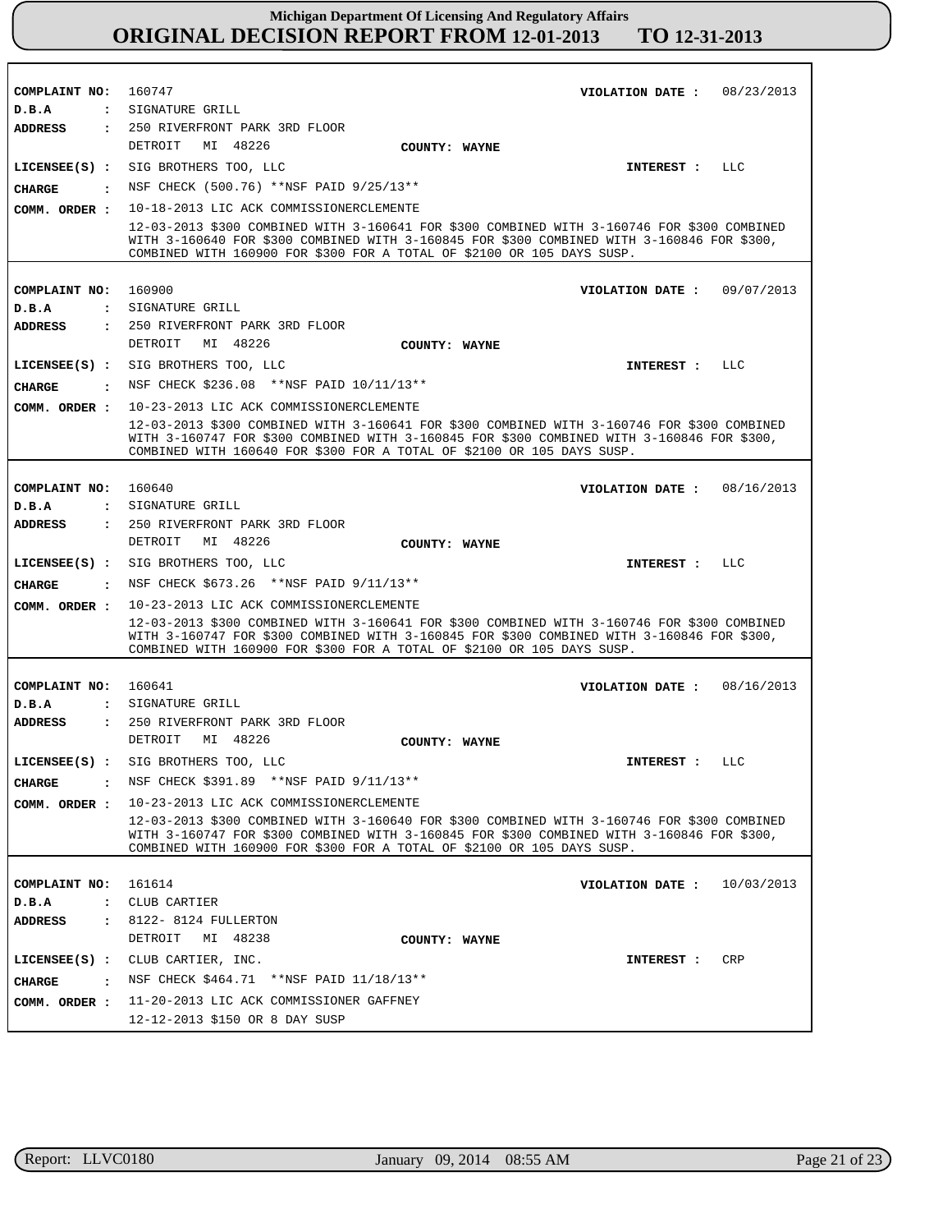# Michigan Department Of Licensing And Regulatory Affairs
# ORIGINAL DECISION REPORT FROM 12-01-2013 TO 12-31-2013

**COMPLAINT NO:** 160747 **VIOLATION DATE :** 08/23/2013
**D.B.A :** SIGNATURE GRILL
**ADDRESS :** 250 RIVERFRONT PARK 3RD FLOOR
DETROIT MI 48226 **COUNTY: WAYNE**
**LICENSEE(S) :** SIG BROTHERS TOO, LLC **INTEREST :** LLC
**CHARGE :** NSF CHECK (500.76) **NSF PAID 9/25/13**
**COMM. ORDER :** 10-18-2013 LIC ACK COMMISSIONERCLEMENTE
12-03-2013 $300 COMBINED WITH 3-160641 FOR $300 COMBINED WITH 3-160746 FOR $300 COMBINED WITH 3-160640 FOR $300 COMBINED WITH 3-160845 FOR $300 COMBINED WITH 3-160846 FOR $300, COMBINED WITH 160900 FOR $300 FOR A TOTAL OF $2100 OR 105 DAYS SUSP.

---

**COMPLAINT NO:** 160900 **VIOLATION DATE :** 09/07/2013
**D.B.A :** SIGNATURE GRILL
**ADDRESS :** 250 RIVERFRONT PARK 3RD FLOOR
DETROIT MI 48226 **COUNTY: WAYNE**
**LICENSEE(S) :** SIG BROTHERS TOO, LLC **INTEREST :** LLC
**CHARGE :** NSF CHECK $236.08 **NSF PAID 10/11/13**
**COMM. ORDER :** 10-23-2013 LIC ACK COMMISSIONERCLEMENTE
12-03-2013 $300 COMBINED WITH 3-160641 FOR $300 COMBINED WITH 3-160746 FOR $300 COMBINED WITH 3-160747 FOR $300 COMBINED WITH 3-160845 FOR $300 COMBINED WITH 3-160846 FOR $300, COMBINED WITH 160640 FOR $300 FOR A TOTAL OF $2100 OR 105 DAYS SUSP.

---

**COMPLAINT NO:** 160640 **VIOLATION DATE :** 08/16/2013
**D.B.A :** SIGNATURE GRILL
**ADDRESS :** 250 RIVERFRONT PARK 3RD FLOOR
DETROIT MI 48226 **COUNTY: WAYNE**
**LICENSEE(S) :** SIG BROTHERS TOO, LLC **INTEREST :** LLC
**CHARGE :** NSF CHECK $673.26 **NSF PAID 9/11/13**
**COMM. ORDER :** 10-23-2013 LIC ACK COMMISSIONERCLEMENTE
12-03-2013 $300 COMBINED WITH 3-160641 FOR $300 COMBINED WITH 3-160746 FOR $300 COMBINED WITH 3-160747 FOR $300 COMBINED WITH 3-160845 FOR $300 COMBINED WITH 3-160846 FOR $300, COMBINED WITH 160900 FOR $300 FOR A TOTAL OF $2100 OR 105 DAYS SUSP.

---

**COMPLAINT NO:** 160641 **VIOLATION DATE :** 08/16/2013
**D.B.A :** SIGNATURE GRILL
**ADDRESS :** 250 RIVERFRONT PARK 3RD FLOOR
DETROIT MI 48226 **COUNTY: WAYNE**
**LICENSEE(S) :** SIG BROTHERS TOO, LLC **INTEREST :** LLC
**CHARGE :** NSF CHECK $391.89 **NSF PAID 9/11/13**
**COMM. ORDER :** 10-23-2013 LIC ACK COMMISSIONERCLEMENTE
12-03-2013 $300 COMBINED WITH 3-160640 FOR $300 COMBINED WITH 3-160746 FOR $300 COMBINED WITH 3-160747 FOR $300 COMBINED WITH 3-160845 FOR $300 COMBINED WITH 3-160846 FOR $300, COMBINED WITH 160900 FOR $300 FOR A TOTAL OF $2100 OR 105 DAYS SUSP.

---

**COMPLAINT NO:** 161614 **VIOLATION DATE :** 10/03/2013
**D.B.A :** CLUB CARTIER
**ADDRESS :** 8122- 8124 FULLERTON
DETROIT MI 48238 **COUNTY: WAYNE**
**LICENSEE(S) :** CLUB CARTIER, INC. **INTEREST :** CRP
**CHARGE :** NSF CHECK $464.71 **NSF PAID 11/18/13**
**COMM. ORDER :** 11-20-2013 LIC ACK COMMISSIONER GAFFNEY
12-12-2013 $150 OR 8 DAY SUSP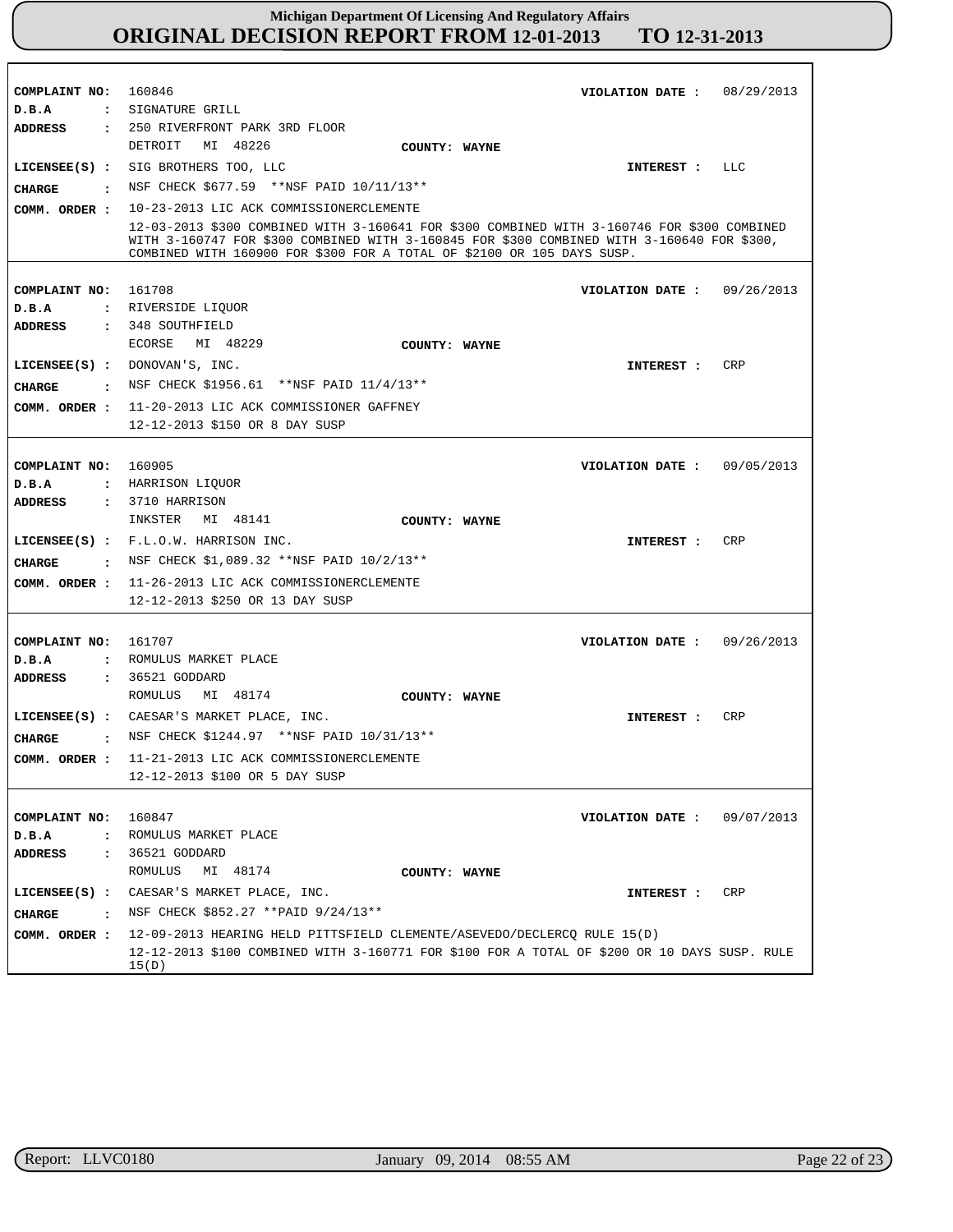# Michigan Department Of Licensing And Regulatory Affairs
# ORIGINAL DECISION REPORT FROM 12-01-2013 TO 12-31-2013

**COMPLAINT NO:** 160846 **VIOLATION DATE :** 08/29/2013
**D.B.A :** SIGNATURE GRILL
**ADDRESS :** 250 RIVERFRONT PARK 3RD FLOOR
DETROIT MI 48226 **COUNTY: WAYNE**
**LICENSEE(S) :** SIG BROTHERS TOO, LLC **INTEREST :** LLC
**CHARGE :** NSF CHECK $677.59 **NSF PAID 10/11/13**
**COMM. ORDER :** 10-23-2013 LIC ACK COMMISSIONERCLEMENTE
12-03-2013 $300 COMBINED WITH 3-160641 FOR $300 COMBINED WITH 3-160746 FOR $300 COMBINED WITH 3-160747 FOR $300 COMBINED WITH 3-160845 FOR $300 COMBINED WITH 3-160640 FOR $300, COMBINED WITH 160900 FOR $300 FOR A TOTAL OF $2100 OR 105 DAYS SUSP.

---

**COMPLAINT NO:** 161708 **VIOLATION DATE :** 09/26/2013
**D.B.A :** RIVERSIDE LIQUOR
**ADDRESS :** 348 SOUTHFIELD
ECORSE MI 48229 **COUNTY: WAYNE**
**LICENSEE(S) :** DONOVAN'S, INC. **INTEREST :** CRP
**CHARGE :** NSF CHECK $1956.61 **NSF PAID 11/4/13**
**COMM. ORDER :** 11-20-2013 LIC ACK COMMISSIONER GAFFNEY
12-12-2013 $150 OR 8 DAY SUSP

---

**COMPLAINT NO:** 160905 **VIOLATION DATE :** 09/05/2013
**D.B.A :** HARRISON LIQUOR
**ADDRESS :** 3710 HARRISON
INKSTER MI 48141 **COUNTY: WAYNE**
**LICENSEE(S) :** F.L.O.W. HARRISON INC. **INTEREST :** CRP
**CHARGE :** NSF CHECK $1,089.32 **NSF PAID 10/2/13**
**COMM. ORDER :** 11-26-2013 LIC ACK COMMISSIONERCLEMENTE
12-12-2013 $250 OR 13 DAY SUSP

---

**COMPLAINT NO:** 161707 **VIOLATION DATE :** 09/26/2013
**D.B.A :** ROMULUS MARKET PLACE
**ADDRESS :** 36521 GODDARD
ROMULUS MI 48174 **COUNTY: WAYNE**
**LICENSEE(S) :** CAESAR'S MARKET PLACE, INC. **INTEREST :** CRP
**CHARGE :** NSF CHECK $1244.97 **NSF PAID 10/31/13**
**COMM. ORDER :** 11-21-2013 LIC ACK COMMISSIONERCLEMENTE
12-12-2013 $100 OR 5 DAY SUSP

---

**COMPLAINT NO:** 160847 **VIOLATION DATE :** 09/07/2013
**D.B.A :** ROMULUS MARKET PLACE
**ADDRESS :** 36521 GODDARD
ROMULUS MI 48174 **COUNTY: WAYNE**
**LICENSEE(S) :** CAESAR'S MARKET PLACE, INC. **INTEREST :** CRP
**CHARGE :** NSF CHECK $852.27 **PAID 9/24/13**
**COMM. ORDER :** 12-09-2013 HEARING HELD PITTSFIELD CLEMENTE/ASEVEDO/DECLERCQ RULE 15(D)
12-12-2013 $100 COMBINED WITH 3-160771 FOR $100 FOR A TOTAL OF $200 OR 10 DAYS SUSP. RULE 15(D)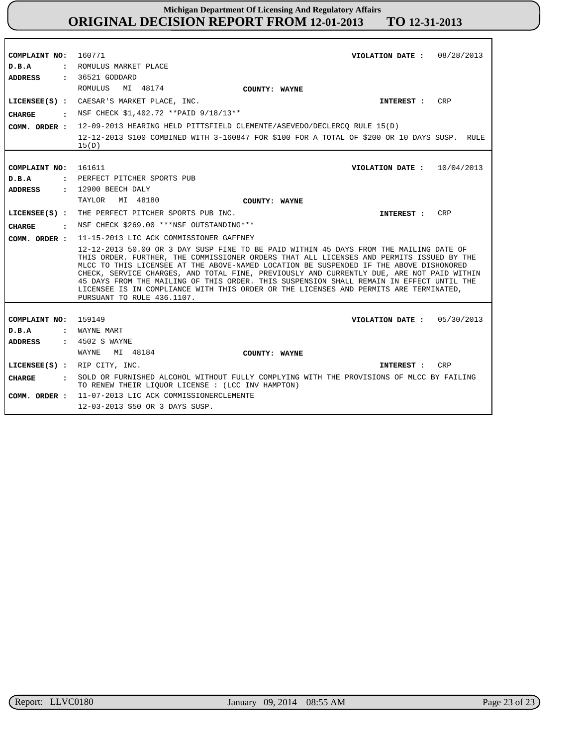**Michigan Department Of Licensing And Regulatory Affairs**

# ORIGINAL DECISION REPORT FROM 12-01-2013 TO 12-31-2013

**COMPLAINT NO:** 160771 **VIOLATION DATE :** 08/28/2013
**D.B.A :** ROMULUS MARKET PLACE
**ADDRESS :** 36521 GODDARD
ROMULUS MI 48174 **COUNTY: WAYNE**
**LICENSEE(S) :** CAESAR'S MARKET PLACE, INC. **INTEREST :** CRP
**CHARGE :** NSF CHECK $1,402.72 **PAID 9/18/13**
**COMM. ORDER :** 12-09-2013 HEARING HELD PITTSFIELD CLEMENTE/ASEVEDO/DECLERCQ RULE 15(D)
12-12-2013 $100 COMBINED WITH 3-160847 FOR $100 FOR A TOTAL OF $200 OR 10 DAYS SUSP. RULE 15(D)

---

**COMPLAINT NO:** 161611 **VIOLATION DATE :** 10/04/2013
**D.B.A :** PERFECT PITCHER SPORTS PUB
**ADDRESS :** 12900 BEECH DALY
TAYLOR MI 48180 **COUNTY: WAYNE**
**LICENSEE(S) :** THE PERFECT PITCHER SPORTS PUB INC. **INTEREST :** CRP
**CHARGE :** NSF CHECK $269.00 ***NSF OUTSTANDING***
**COMM. ORDER :** 11-15-2013 LIC ACK COMMISSIONER GAFFNEY
12-12-2013 50.00 OR 3 DAY SUSP FINE TO BE PAID WITHIN 45 DAYS FROM THE MAILING DATE OF THIS ORDER. FURTHER, THE COMMISSIONER ORDERS THAT ALL LICENSES AND PERMITS ISSUED BY THE MLCC TO THIS LICENSEE AT THE ABOVE-NAMED LOCATION BE SUSPENDED IF THE ABOVE DISHONORED CHECK, SERVICE CHARGES, AND TOTAL FINE, PREVIOUSLY AND CURRENTLY DUE, ARE NOT PAID WITHIN 45 DAYS FROM THE MAILING OF THIS ORDER. THIS SUSPENSION SHALL REMAIN IN EFFECT UNTIL THE LICENSEE IS IN COMPLIANCE WITH THIS ORDER OR THE LICENSES AND PERMITS ARE TERMINATED, PURSUANT TO RULE 436.1107.

---

**COMPLAINT NO:** 159149 **VIOLATION DATE :** 05/30/2013
**D.B.A :** WAYNE MART
**ADDRESS :** 4502 S WAYNE
WAYNE MI 48184 **COUNTY: WAYNE**
**LICENSEE(S) :** RIP CITY, INC. **INTEREST :** CRP
**CHARGE :** SOLD OR FURNISHED ALCOHOL WITHOUT FULLY COMPLYING WITH THE PROVISIONS OF MLCC BY FAILING TO RENEW THEIR LIQUOR LICENSE : (LCC INV HAMPTON)
**COMM. ORDER :** 11-07-2013 LIC ACK COMMISSIONERCLEMENTE
12-03-2013 $50 OR 3 DAYS SUSP.